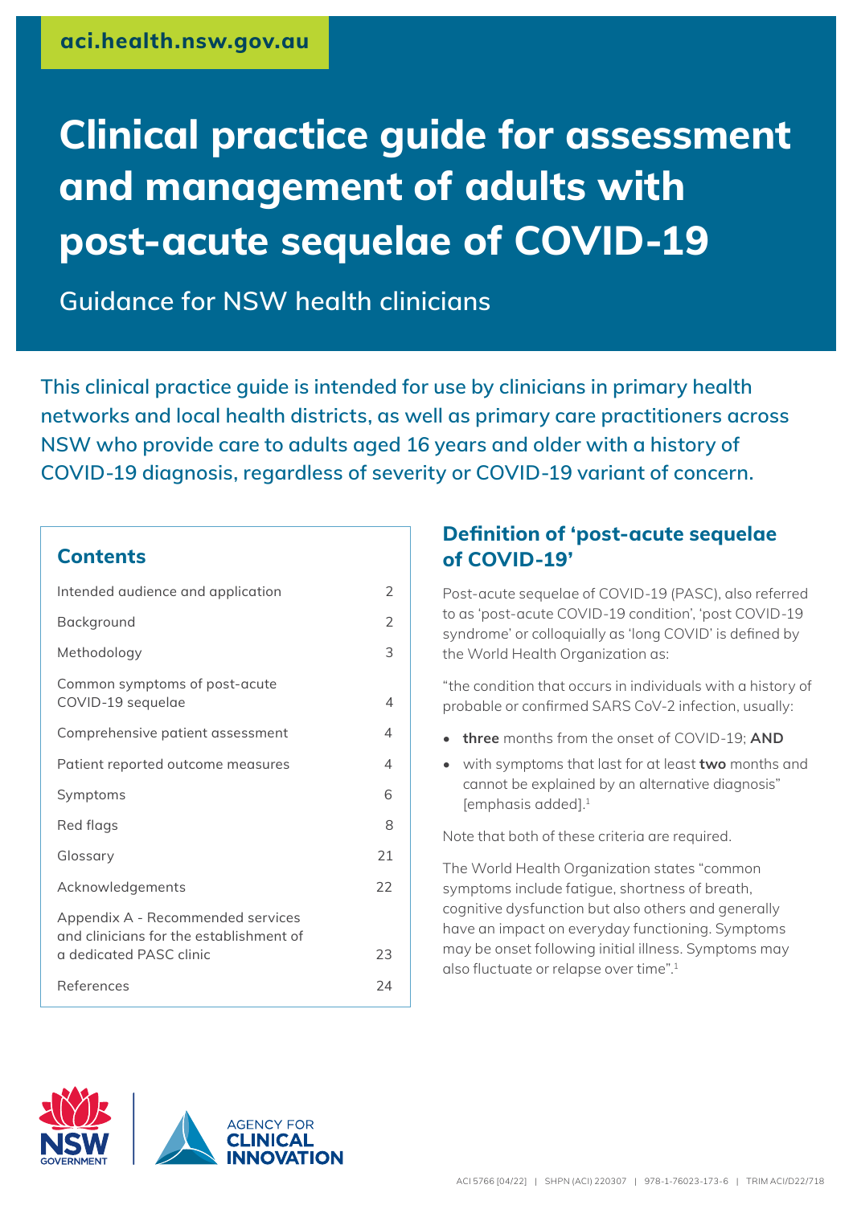aci.health.nsw.gov.au

# Clinical practice guide for assessment and management of adults with post-acute sequelae of COVID-19

Guidance for NSW health clinicians

**This clinical practice guide is intended for use by clinicians in primary health networks and local health districts, as well as primary care practitioners across NSW who provide care to adults aged 16 years and older with a history of COVID-19 diagnosis, regardless of severity or COVID-19 variant of concern.**

## Contents

| | |
|---|---|
| Intended audience and application | 2 |
| Background | 2 |
| Methodology | 3 |
| Common symptoms of post-acute COVID-19 sequelae | 4 |
| Comprehensive patient assessment | 4 |
| Patient reported outcome measures | 4 |
| Symptoms | 6 |
| Red flags | 8 |
| Glossary | 21 |
| Acknowledgements | 22 |
| Appendix A - Recommended services and clinicians for the establishment of a dedicated PASC clinic | 23 |
| References | 24 |

## Definition of 'post-acute sequelae of COVID-19'

Post-acute sequelae of COVID-19 (PASC), also referred to as 'post-acute COVID-19 condition', 'post COVID-19 syndrome' or colloquially as 'long COVID' is defined by the World Health Organization as:

"the condition that occurs in individuals with a history of probable or confirmed SARS CoV-2 infection, usually:

- **three** months from the onset of COVID-19; **AND**
- with symptoms that last for at least **two** months and cannot be explained by an alternative diagnosis" [emphasis added].[1]

Note that both of these criteria are required.

The World Health Organization states "common symptoms include fatigue, shortness of breath, cognitive dysfunction but also others and generally have an impact on everyday functioning. Symptoms may be onset following initial illness. Symptoms may also fluctuate or relapse over time".[1]

ACI 5766 [04/22] | SHPN (ACI) 220307 | 978-1-76023-173-6 | TRIM ACI/D22/718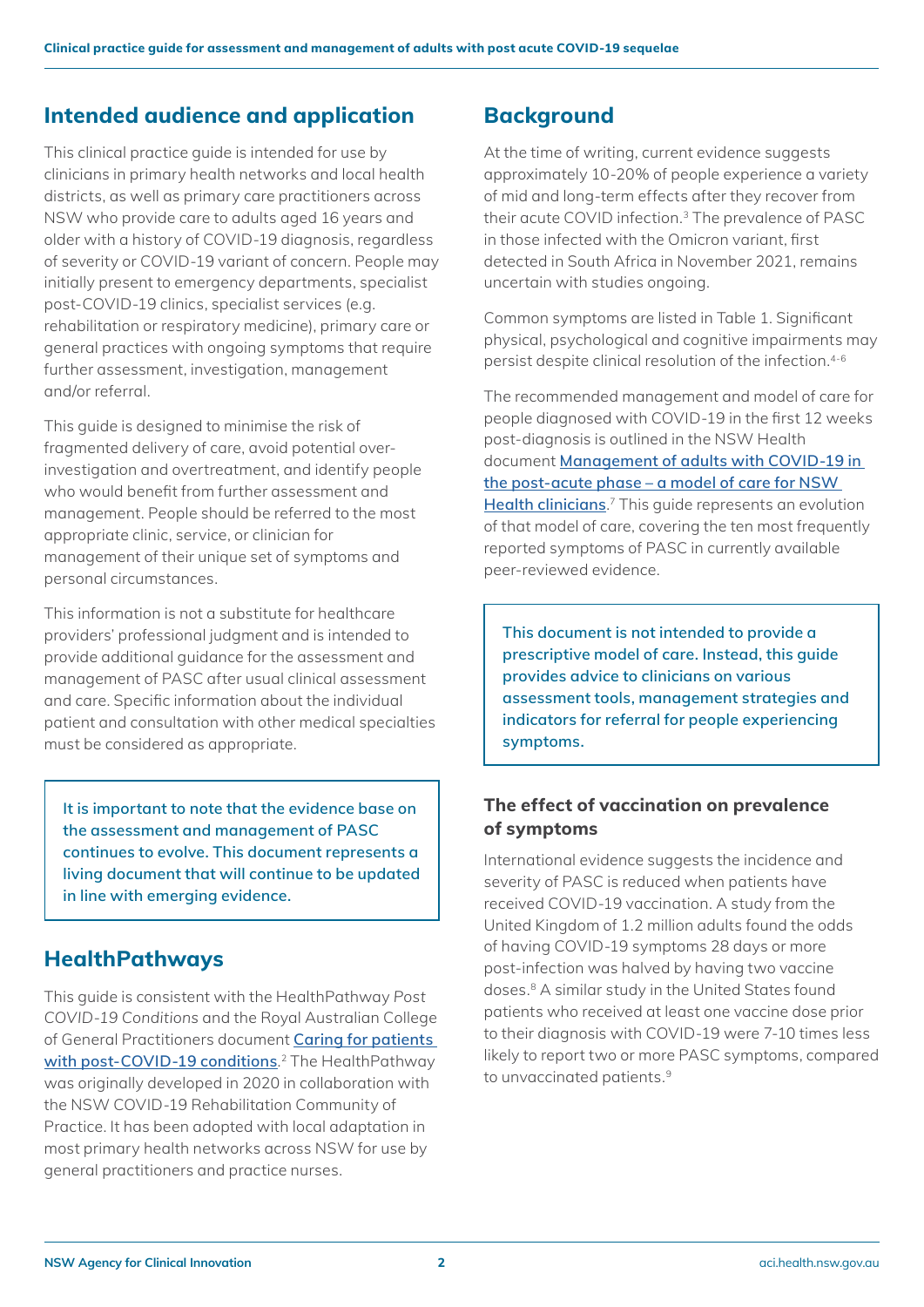## Intended audience and application

This clinical practice guide is intended for use by clinicians in primary health networks and local health districts, as well as primary care practitioners across NSW who provide care to adults aged 16 years and older with a history of COVID-19 diagnosis, regardless of severity or COVID-19 variant of concern. People may initially present to emergency departments, specialist post-COVID-19 clinics, specialist services (e.g. rehabilitation or respiratory medicine), primary care or general practices with ongoing symptoms that require further assessment, investigation, management and/or referral.

This guide is designed to minimise the risk of fragmented delivery of care, avoid potential over-investigation and overtreatment, and identify people who would benefit from further assessment and management. People should be referred to the most appropriate clinic, service, or clinician for management of their unique set of symptoms and personal circumstances.

This information is not a substitute for healthcare providers' professional judgment and is intended to provide additional guidance for the assessment and management of PASC after usual clinical assessment and care. Specific information about the individual patient and consultation with other medical specialties must be considered as appropriate.

**It is important to note that the evidence base on the assessment and management of PASC continues to evolve. This document represents a living document that will continue to be updated in line with emerging evidence.**

## HealthPathways

This guide is consistent with the HealthPathway *Post COVID-19 Conditions* and the Royal Australian College of General Practitioners document Caring for patients with post-COVID-19 conditions.[2] The HealthPathway was originally developed in 2020 in collaboration with the NSW COVID-19 Rehabilitation Community of Practice. It has been adopted with local adaptation in most primary health networks across NSW for use by general practitioners and practice nurses.

## Background

At the time of writing, current evidence suggests approximately 10-20% of people experience a variety of mid and long-term effects after they recover from their acute COVID infection.[3] The prevalence of PASC in those infected with the Omicron variant, first detected in South Africa in November 2021, remains uncertain with studies ongoing.

Common symptoms are listed in Table 1. Significant physical, psychological and cognitive impairments may persist despite clinical resolution of the infection.[4-6]

The recommended management and model of care for people diagnosed with COVID-19 in the first 12 weeks post-diagnosis is outlined in the NSW Health document Management of adults with COVID-19 in the post-acute phase – a model of care for NSW Health clinicians.[7] This guide represents an evolution of that model of care, covering the ten most frequently reported symptoms of PASC in currently available peer-reviewed evidence.

**This document is not intended to provide a prescriptive model of care. Instead, this guide provides advice to clinicians on various assessment tools, management strategies and indicators for referral for people experiencing symptoms.**

### The effect of vaccination on prevalence of symptoms

International evidence suggests the incidence and severity of PASC is reduced when patients have received COVID-19 vaccination. A study from the United Kingdom of 1.2 million adults found the odds of having COVID-19 symptoms 28 days or more post-infection was halved by having two vaccine doses.[8] A similar study in the United States found patients who received at least one vaccine dose prior to their diagnosis with COVID-19 were 7-10 times less likely to report two or more PASC symptoms, compared to unvaccinated patients.[9]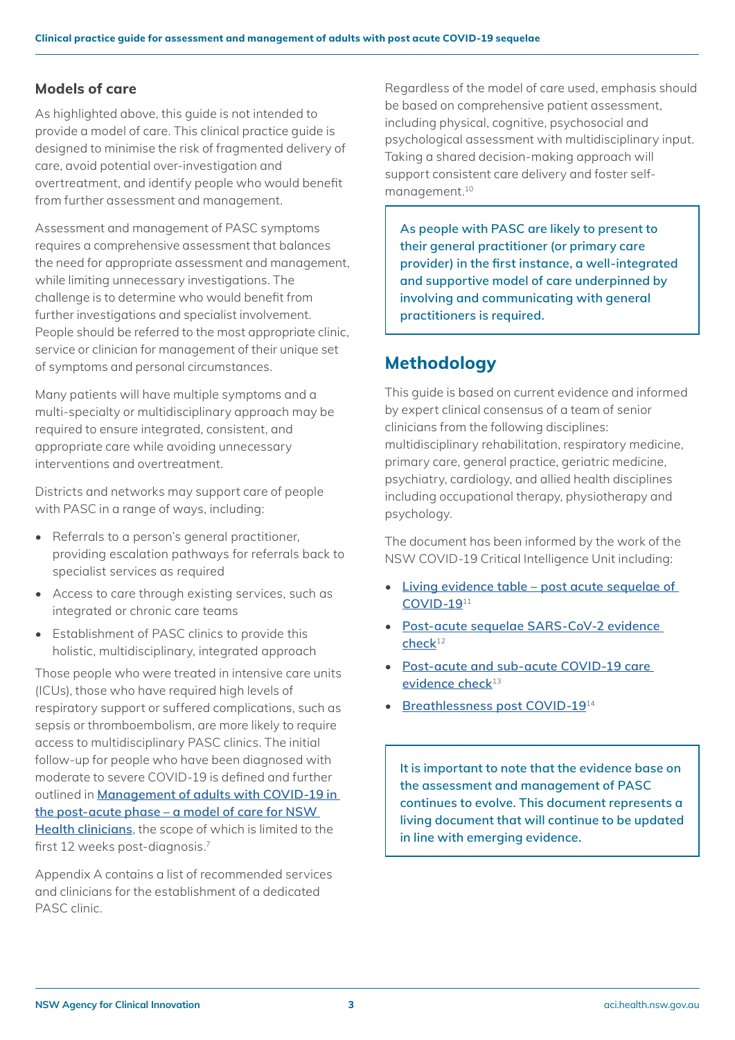### Models of care

As highlighted above, this guide is not intended to provide a model of care. This clinical practice guide is designed to minimise the risk of fragmented delivery of care, avoid potential over-investigation and overtreatment, and identify people who would benefit from further assessment and management.

Assessment and management of PASC symptoms requires a comprehensive assessment that balances the need for appropriate assessment and management, while limiting unnecessary investigations. The challenge is to determine who would benefit from further investigations and specialist involvement. People should be referred to the most appropriate clinic, service or clinician for management of their unique set of symptoms and personal circumstances.

Many patients will have multiple symptoms and a multi-specialty or multidisciplinary approach may be required to ensure integrated, consistent, and appropriate care while avoiding unnecessary interventions and overtreatment.

Districts and networks may support care of people with PASC in a range of ways, including:

- Referrals to a person's general practitioner, providing escalation pathways for referrals back to specialist services as required
- Access to care through existing services, such as integrated or chronic care teams
- Establishment of PASC clinics to provide this holistic, multidisciplinary, integrated approach

Those people who were treated in intensive care units (ICUs), those who have required high levels of respiratory support or suffered complications, such as sepsis or thromboembolism, are more likely to require access to multidisciplinary PASC clinics. The initial follow-up for people who have been diagnosed with moderate to severe COVID-19 is defined and further outlined in [Management of adults with COVID-19 in the post-acute phase – a model of care for NSW Health clinicians](), the scope of which is limited to the first 12 weeks post-diagnosis.[7]

Appendix A contains a list of recommended services and clinicians for the establishment of a dedicated PASC clinic.

Regardless of the model of care used, emphasis should be based on comprehensive patient assessment, including physical, cognitive, psychosocial and psychological assessment with multidisciplinary input. Taking a shared decision-making approach will support consistent care delivery and foster self-management.[10]

> **As people with PASC are likely to present to their general practitioner (or primary care provider) in the first instance, a well-integrated and supportive model of care underpinned by involving and communicating with general practitioners is required.**

## Methodology

This guide is based on current evidence and informed by expert clinical consensus of a team of senior clinicians from the following disciplines: multidisciplinary rehabilitation, respiratory medicine, primary care, general practice, geriatric medicine, psychiatry, cardiology, and allied health disciplines including occupational therapy, physiotherapy and psychology.

The document has been informed by the work of the NSW COVID-19 Critical Intelligence Unit including:

- [Living evidence table – post acute sequelae of COVID-19]()[11]
- [Post-acute sequelae SARS-CoV-2 evidence check]()[12]
- [Post-acute and sub-acute COVID-19 care evidence check]()[13]
- [Breathlessness post COVID-19]()[14]

> **It is important to note that the evidence base on the assessment and management of PASC continues to evolve. This document represents a living document that will continue to be updated in line with emerging evidence.**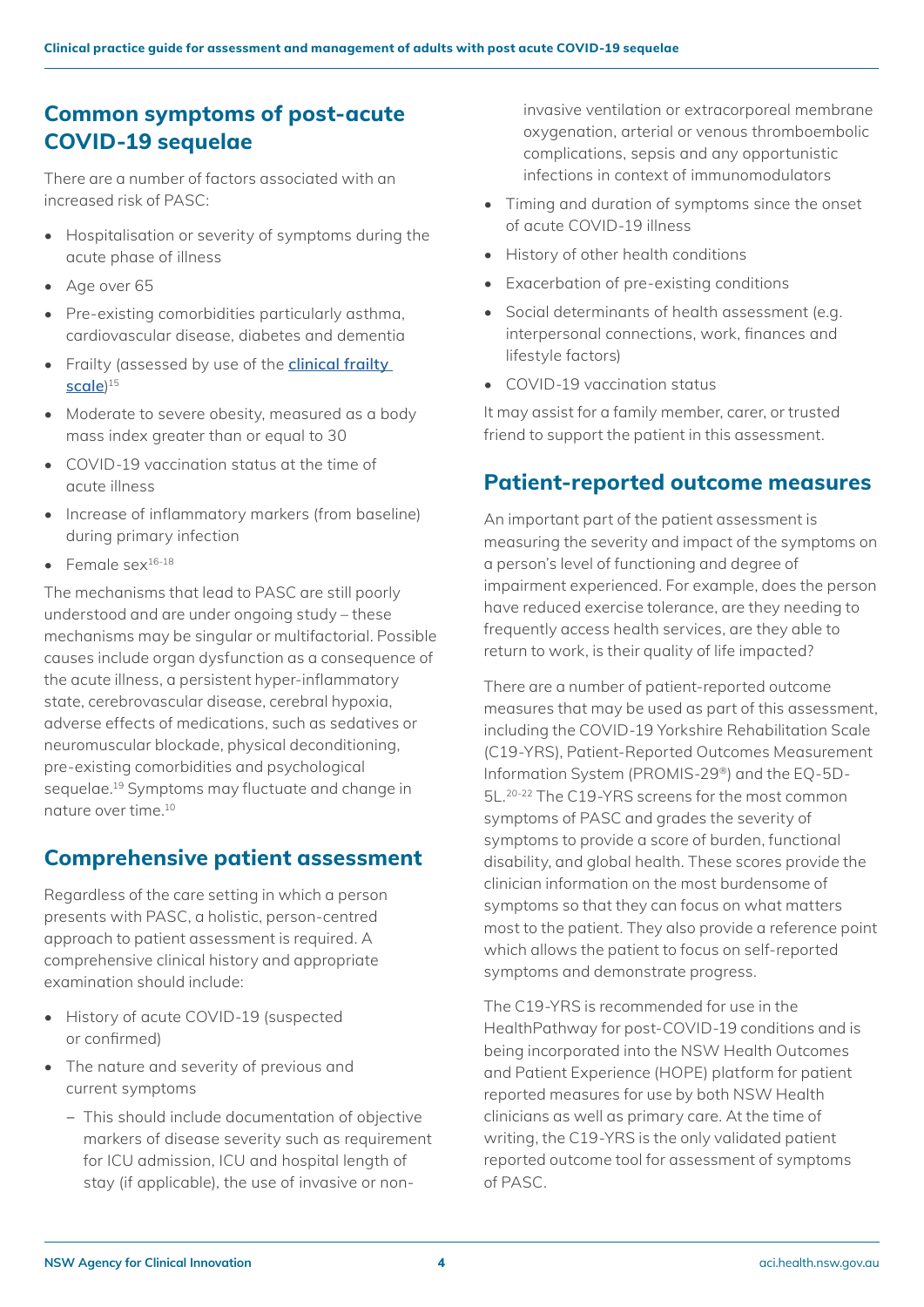## Common symptoms of post-acute COVID-19 sequelae

There are a number of factors associated with an increased risk of PASC:

- Hospitalisation or severity of symptoms during the acute phase of illness
- Age over 65
- Pre-existing comorbidities particularly asthma, cardiovascular disease, diabetes and dementia
- Frailty (assessed by use of the clinical frailty scale)[15]
- Moderate to severe obesity, measured as a body mass index greater than or equal to 30
- COVID-19 vaccination status at the time of acute illness
- Increase of inflammatory markers (from baseline) during primary infection
- Female sex[16-18]

The mechanisms that lead to PASC are still poorly understood and are under ongoing study – these mechanisms may be singular or multifactorial. Possible causes include organ dysfunction as a consequence of the acute illness, a persistent hyper-inflammatory state, cerebrovascular disease, cerebral hypoxia, adverse effects of medications, such as sedatives or neuromuscular blockade, physical deconditioning, pre-existing comorbidities and psychological sequelae.[19] Symptoms may fluctuate and change in nature over time.[10]

## Comprehensive patient assessment

Regardless of the care setting in which a person presents with PASC, a holistic, person-centred approach to patient assessment is required. A comprehensive clinical history and appropriate examination should include:

- History of acute COVID-19 (suspected or confirmed)
- The nature and severity of previous and current symptoms
  - This should include documentation of objective markers of disease severity such as requirement for ICU admission, ICU and hospital length of stay (if applicable), the use of invasive or non-invasive ventilation or extracorporeal membrane oxygenation, arterial or venous thromboembolic complications, sepsis and any opportunistic infections in context of immunomodulators
- Timing and duration of symptoms since the onset of acute COVID-19 illness
- History of other health conditions
- Exacerbation of pre-existing conditions
- Social determinants of health assessment (e.g. interpersonal connections, work, finances and lifestyle factors)
- COVID-19 vaccination status

It may assist for a family member, carer, or trusted friend to support the patient in this assessment.

## Patient-reported outcome measures

An important part of the patient assessment is measuring the severity and impact of the symptoms on a person's level of functioning and degree of impairment experienced. For example, does the person have reduced exercise tolerance, are they needing to frequently access health services, are they able to return to work, is their quality of life impacted?

There are a number of patient-reported outcome measures that may be used as part of this assessment, including the COVID-19 Yorkshire Rehabilitation Scale (C19-YRS), Patient-Reported Outcomes Measurement Information System (PROMIS-29®) and the EQ-5D-5L.[20-22] The C19-YRS screens for the most common symptoms of PASC and grades the severity of symptoms to provide a score of burden, functional disability, and global health. These scores provide the clinician information on the most burdensome of symptoms so that they can focus on what matters most to the patient. They also provide a reference point which allows the patient to focus on self-reported symptoms and demonstrate progress.

The C19-YRS is recommended for use in the HealthPathway for post-COVID-19 conditions and is being incorporated into the NSW Health Outcomes and Patient Experience (HOPE) platform for patient reported measures for use by both NSW Health clinicians as well as primary care. At the time of writing, the C19-YRS is the only validated patient reported outcome tool for assessment of symptoms of PASC.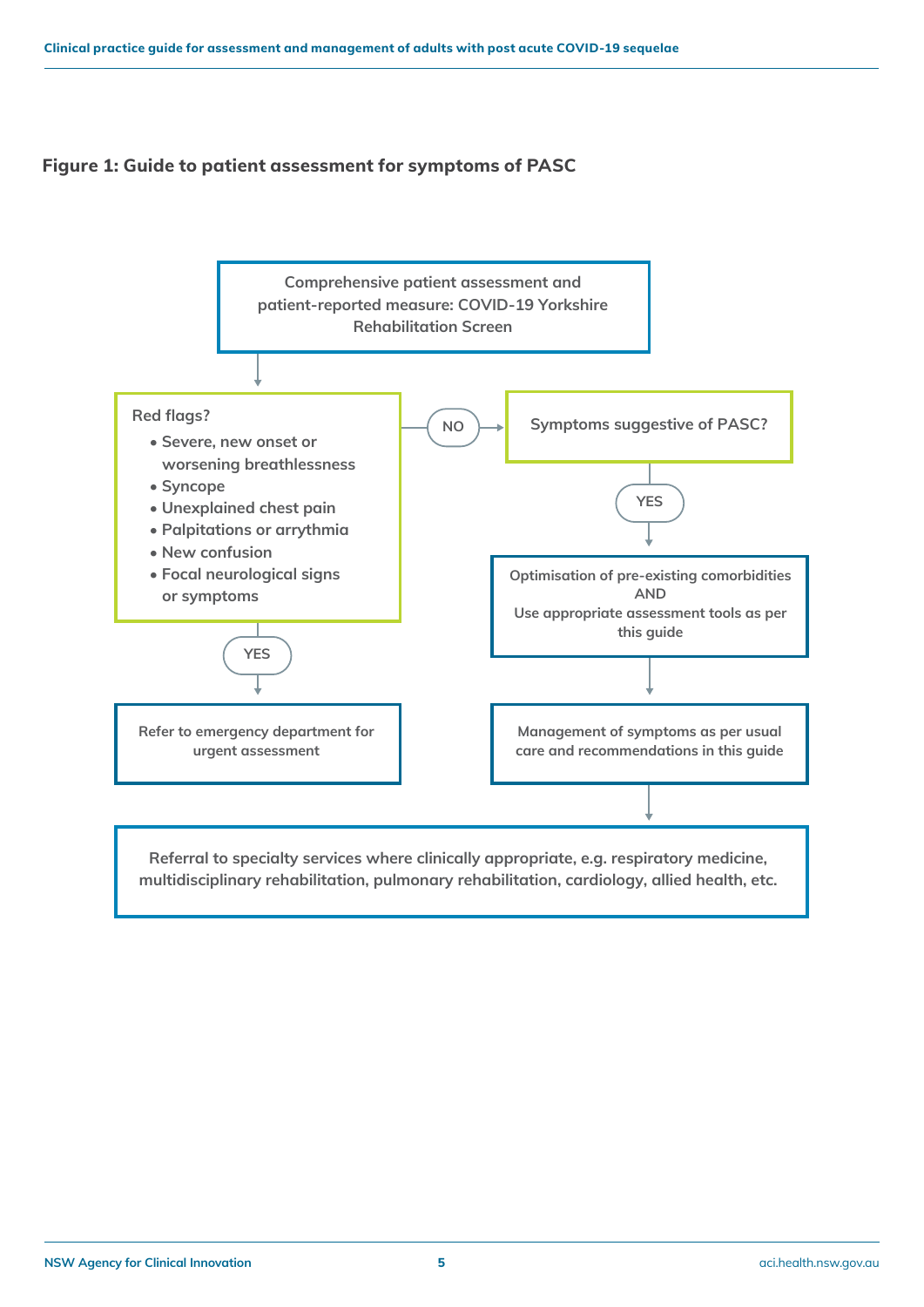**Figure 1: Guide to patient assessment for symptoms of PASC**

Comprehensive patient assessment and patient-reported measure: COVID-19 Yorkshire Rehabilitation Screen

↓

Red flags?

- Severe, new onset or worsening breathlessness
- Syncope
- Unexplained chest pain
- Palpitations or arrythmia
- New confusion
- Focal neurological signs or symptoms

YES → Refer to emergency department for urgent assessment

NO → Symptoms suggestive of PASC?

YES → Optimisation of pre-existing comorbidities AND Use appropriate assessment tools as per this guide

↓

Management of symptoms as per usual care and recommendations in this guide

↓

Referral to specialty services where clinically appropriate, e.g. respiratory medicine, multidisciplinary rehabilitation, pulmonary rehabilitation, cardiology, allied health, etc.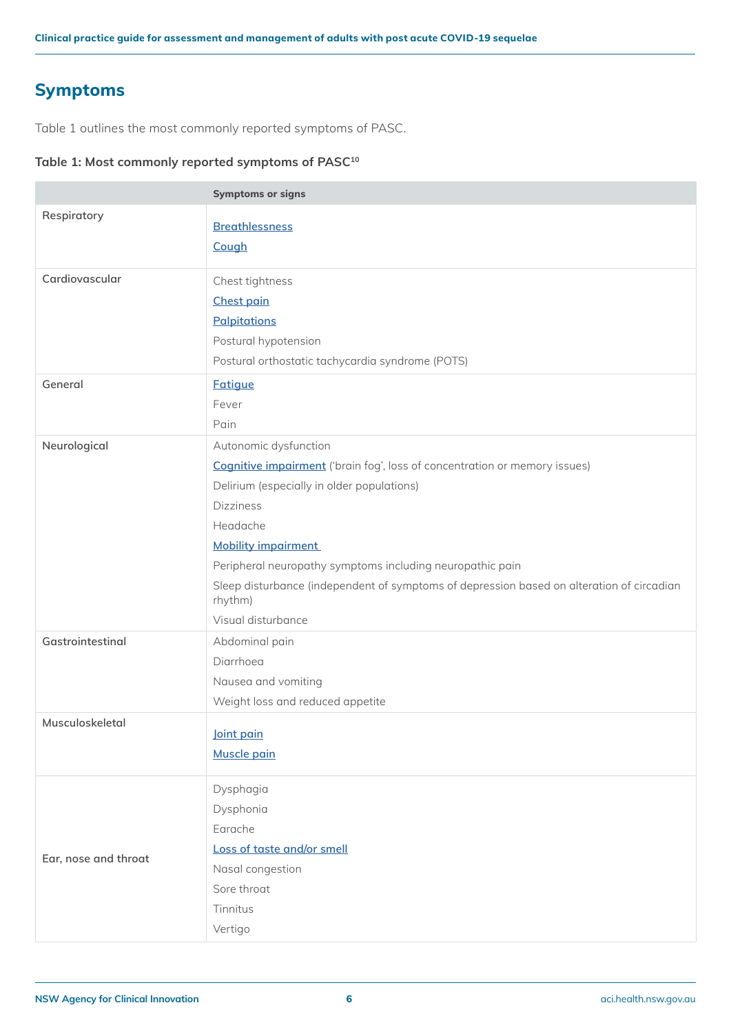## Symptoms

Table 1 outlines the most commonly reported symptoms of PASC.

**Table 1: Most commonly reported symptoms of PASC[10]**

| | Symptoms or signs |
|---|---|
| Respiratory | Breathlessness<br>Cough |
| Cardiovascular | Chest tightness<br>Chest pain<br>Palpitations<br>Postural hypotension<br>Postural orthostatic tachycardia syndrome (POTS) |
| General | Fatigue<br>Fever<br>Pain |
| Neurological | Autonomic dysfunction<br>Cognitive impairment ('brain fog', loss of concentration or memory issues)<br>Delirium (especially in older populations)<br>Dizziness<br>Headache<br>Mobility impairment<br>Peripheral neuropathy symptoms including neuropathic pain<br>Sleep disturbance (independent of symptoms of depression based on alteration of circadian rhythm)<br>Visual disturbance |
| Gastrointestinal | Abdominal pain<br>Diarrhoea<br>Nausea and vomiting<br>Weight loss and reduced appetite |
| Musculoskeletal | Joint pain<br>Muscle pain |
| Ear, nose and throat | Dysphagia<br>Dysphonia<br>Earache<br>Loss of taste and/or smell<br>Nasal congestion<br>Sore throat<br>Tinnitus<br>Vertigo |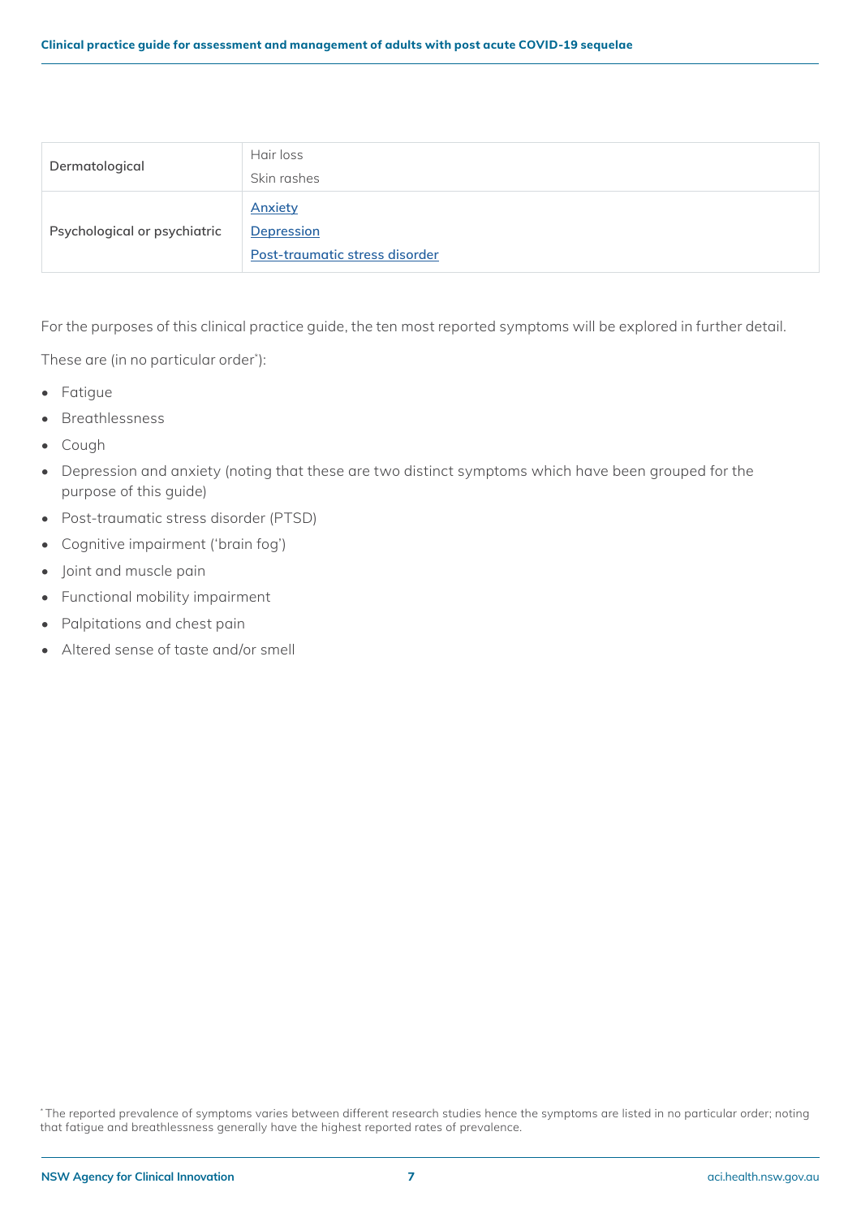| | |
|---|---|
| **Dermatological** | Hair loss<br>Skin rashes |
| **Psychological or psychiatric** | Anxiety<br>Depression<br>Post-traumatic stress disorder |

For the purposes of this clinical practice guide, the ten most reported symptoms will be explored in further detail.

These are (in no particular order*):

- Fatigue
- Breathlessness
- Cough
- Depression and anxiety (noting that these are two distinct symptoms which have been grouped for the purpose of this guide)
- Post-traumatic stress disorder (PTSD)
- Cognitive impairment ('brain fog')
- Joint and muscle pain
- Functional mobility impairment
- Palpitations and chest pain
- Altered sense of taste and/or smell

* The reported prevalence of symptoms varies between different research studies hence the symptoms are listed in no particular order; noting that fatigue and breathlessness generally have the highest reported rates of prevalence.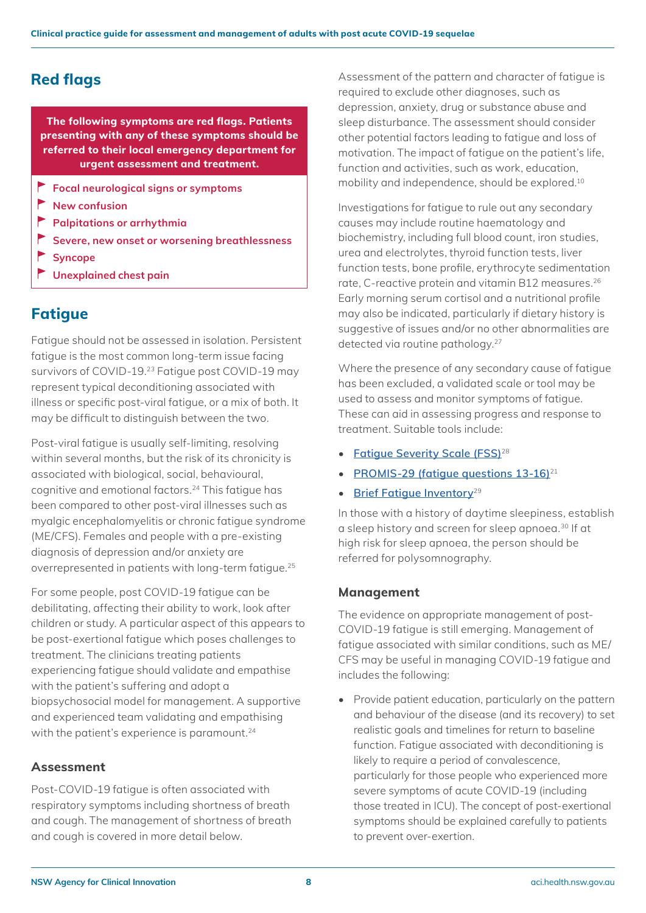## Red flags

**The following symptoms are red flags. Patients presenting with any of these symptoms should be referred to their local emergency department for urgent assessment and treatment.**

- **Focal neurological signs or symptoms**
- **New confusion**
- **Palpitations or arrhythmia**
- **Severe, new onset or worsening breathlessness**
- **Syncope**
- **Unexplained chest pain**

## Fatigue

Fatigue should not be assessed in isolation. Persistent fatigue is the most common long-term issue facing survivors of COVID-19.[23] Fatigue post COVID-19 may represent typical deconditioning associated with illness or specific post-viral fatigue, or a mix of both. It may be difficult to distinguish between the two.

Post-viral fatigue is usually self-limiting, resolving within several months, but the risk of its chronicity is associated with biological, social, behavioural, cognitive and emotional factors.[24] This fatigue has been compared to other post-viral illnesses such as myalgic encephalomyelitis or chronic fatigue syndrome (ME/CFS). Females and people with a pre-existing diagnosis of depression and/or anxiety are overrepresented in patients with long-term fatigue.[25]

For some people, post COVID-19 fatigue can be debilitating, affecting their ability to work, look after children or study. A particular aspect of this appears to be post-exertional fatigue which poses challenges to treatment. The clinicians treating patients experiencing fatigue should validate and empathise with the patient's suffering and adopt a biopsychosocial model for management. A supportive and experienced team validating and empathising with the patient's experience is paramount.[24]

### Assessment

Post-COVID-19 fatigue is often associated with respiratory symptoms including shortness of breath and cough. The management of shortness of breath and cough is covered in more detail below.

Assessment of the pattern and character of fatigue is required to exclude other diagnoses, such as depression, anxiety, drug or substance abuse and sleep disturbance. The assessment should consider other potential factors leading to fatigue and loss of motivation. The impact of fatigue on the patient's life, function and activities, such as work, education, mobility and independence, should be explored.[10]

Investigations for fatigue to rule out any secondary causes may include routine haematology and biochemistry, including full blood count, iron studies, urea and electrolytes, thyroid function tests, liver function tests, bone profile, erythrocyte sedimentation rate, C-reactive protein and vitamin B12 measures.[26] Early morning serum cortisol and a nutritional profile may also be indicated, particularly if dietary history is suggestive of issues and/or no other abnormalities are detected via routine pathology.[27]

Where the presence of any secondary cause of fatigue has been excluded, a validated scale or tool may be used to assess and monitor symptoms of fatigue. These can aid in assessing progress and response to treatment. Suitable tools include:

- Fatigue Severity Scale (FSS)[28]
- PROMIS-29 (fatigue questions 13-16)[21]
- Brief Fatigue Inventory[29]

In those with a history of daytime sleepiness, establish a sleep history and screen for sleep apnoea.[30] If at high risk for sleep apnoea, the person should be referred for polysomnography.

### Management

The evidence on appropriate management of post-COVID-19 fatigue is still emerging. Management of fatigue associated with similar conditions, such as ME/CFS may be useful in managing COVID-19 fatigue and includes the following:

- Provide patient education, particularly on the pattern and behaviour of the disease (and its recovery) to set realistic goals and timelines for return to baseline function. Fatigue associated with deconditioning is likely to require a period of convalescence, particularly for those people who experienced more severe symptoms of acute COVID-19 (including those treated in ICU). The concept of post-exertional symptoms should be explained carefully to patients to prevent over-exertion.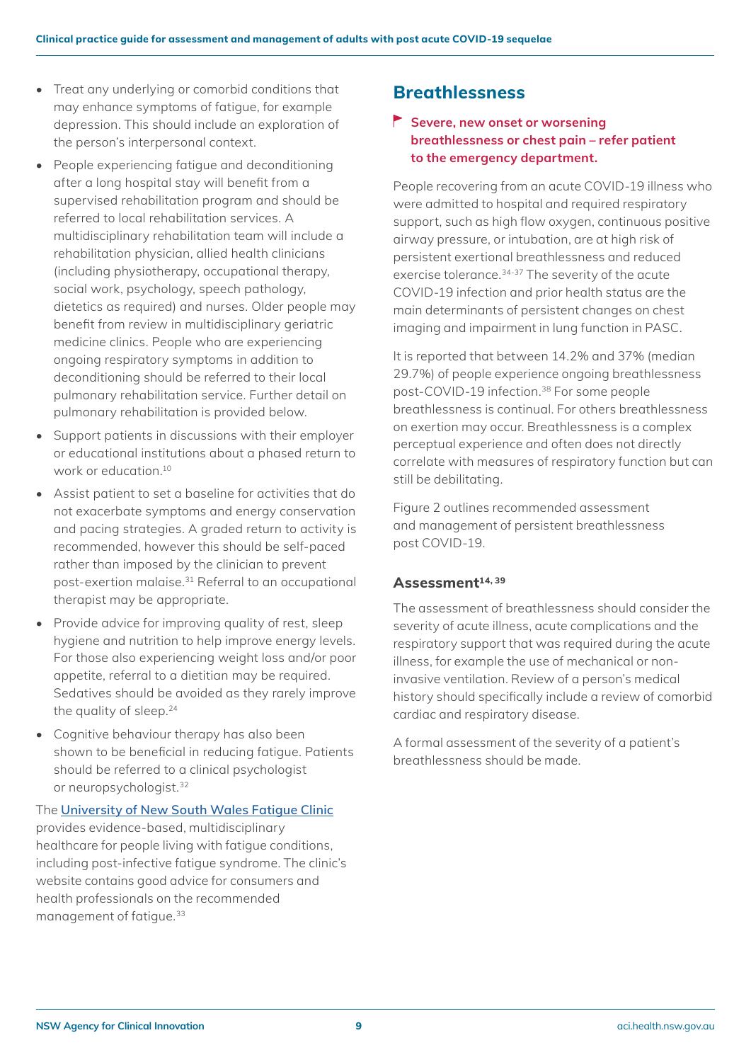- Treat any underlying or comorbid conditions that may enhance symptoms of fatigue, for example depression. This should include an exploration of the person's interpersonal context.
- People experiencing fatigue and deconditioning after a long hospital stay will benefit from a supervised rehabilitation program and should be referred to local rehabilitation services. A multidisciplinary rehabilitation team will include a rehabilitation physician, allied health clinicians (including physiotherapy, occupational therapy, social work, psychology, speech pathology, dietetics as required) and nurses. Older people may benefit from review in multidisciplinary geriatric medicine clinics. People who are experiencing ongoing respiratory symptoms in addition to deconditioning should be referred to their local pulmonary rehabilitation service. Further detail on pulmonary rehabilitation is provided below.
- Support patients in discussions with their employer or educational institutions about a phased return to work or education.[10]
- Assist patient to set a baseline for activities that do not exacerbate symptoms and energy conservation and pacing strategies. A graded return to activity is recommended, however this should be self-paced rather than imposed by the clinician to prevent post-exertion malaise.[31] Referral to an occupational therapist may be appropriate.
- Provide advice for improving quality of rest, sleep hygiene and nutrition to help improve energy levels. For those also experiencing weight loss and/or poor appetite, referral to a dietitian may be required. Sedatives should be avoided as they rarely improve the quality of sleep.[24]
- Cognitive behaviour therapy has also been shown to be beneficial in reducing fatigue. Patients should be referred to a clinical psychologist or neuropsychologist.[32]

The [University of New South Wales Fatigue Clinic] provides evidence-based, multidisciplinary healthcare for people living with fatigue conditions, including post-infective fatigue syndrome. The clinic's website contains good advice for consumers and health professionals on the recommended management of fatigue.[33]

## Breathlessness

**Severe, new onset or worsening breathlessness or chest pain – refer patient to the emergency department.**

People recovering from an acute COVID-19 illness who were admitted to hospital and required respiratory support, such as high flow oxygen, continuous positive airway pressure, or intubation, are at high risk of persistent exertional breathlessness and reduced exercise tolerance.[34-37] The severity of the acute COVID-19 infection and prior health status are the main determinants of persistent changes on chest imaging and impairment in lung function in PASC.

It is reported that between 14.2% and 37% (median 29.7%) of people experience ongoing breathlessness post-COVID-19 infection.[38] For some people breathlessness is continual. For others breathlessness on exertion may occur. Breathlessness is a complex perceptual experience and often does not directly correlate with measures of respiratory function but can still be debilitating.

Figure 2 outlines recommended assessment and management of persistent breathlessness post COVID-19.

### Assessment[14, 39]

The assessment of breathlessness should consider the severity of acute illness, acute complications and the respiratory support that was required during the acute illness, for example the use of mechanical or non-invasive ventilation. Review of a person's medical history should specifically include a review of comorbid cardiac and respiratory disease.

A formal assessment of the severity of a patient's breathlessness should be made.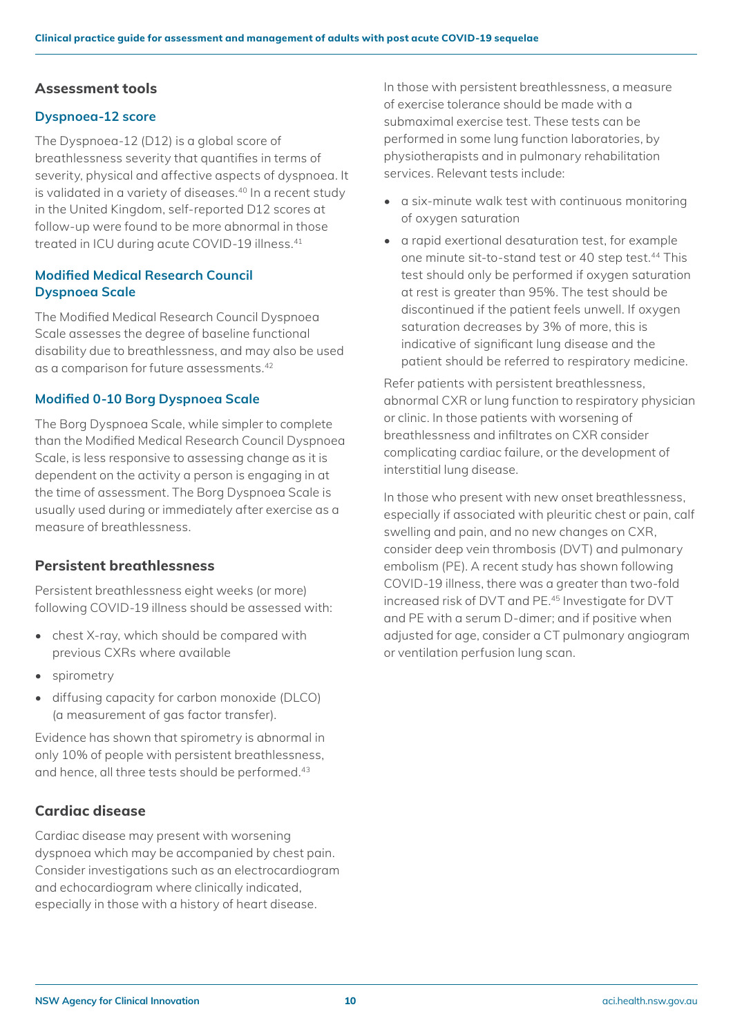## Assessment tools

### Dyspnoea-12 score

The Dyspnoea-12 (D12) is a global score of breathlessness severity that quantifies in terms of severity, physical and affective aspects of dyspnoea. It is validated in a variety of diseases.[40] In a recent study in the United Kingdom, self-reported D12 scores at follow-up were found to be more abnormal in those treated in ICU during acute COVID-19 illness.[41]

### Modified Medical Research Council Dyspnoea Scale

The Modified Medical Research Council Dyspnoea Scale assesses the degree of baseline functional disability due to breathlessness, and may also be used as a comparison for future assessments.[42]

### Modified 0-10 Borg Dyspnoea Scale

The Borg Dyspnoea Scale, while simpler to complete than the Modified Medical Research Council Dyspnoea Scale, is less responsive to assessing change as it is dependent on the activity a person is engaging in at the time of assessment. The Borg Dyspnoea Scale is usually used during or immediately after exercise as a measure of breathlessness.

## Persistent breathlessness

Persistent breathlessness eight weeks (or more) following COVID-19 illness should be assessed with:

- chest X-ray, which should be compared with previous CXRs where available
- spirometry
- diffusing capacity for carbon monoxide (DLCO) (a measurement of gas factor transfer).

Evidence has shown that spirometry is abnormal in only 10% of people with persistent breathlessness, and hence, all three tests should be performed.[43]

## Cardiac disease

Cardiac disease may present with worsening dyspnoea which may be accompanied by chest pain. Consider investigations such as an electrocardiogram and echocardiogram where clinically indicated, especially in those with a history of heart disease.

In those with persistent breathlessness, a measure of exercise tolerance should be made with a submaximal exercise test. These tests can be performed in some lung function laboratories, by physiotherapists and in pulmonary rehabilitation services. Relevant tests include:

- a six-minute walk test with continuous monitoring of oxygen saturation
- a rapid exertional desaturation test, for example one minute sit-to-stand test or 40 step test.[44] This test should only be performed if oxygen saturation at rest is greater than 95%. The test should be discontinued if the patient feels unwell. If oxygen saturation decreases by 3% of more, this is indicative of significant lung disease and the patient should be referred to respiratory medicine.

Refer patients with persistent breathlessness, abnormal CXR or lung function to respiratory physician or clinic. In those patients with worsening of breathlessness and infiltrates on CXR consider complicating cardiac failure, or the development of interstitial lung disease.

In those who present with new onset breathlessness, especially if associated with pleuritic chest or pain, calf swelling and pain, and no new changes on CXR, consider deep vein thrombosis (DVT) and pulmonary embolism (PE). A recent study has shown following COVID-19 illness, there was a greater than two-fold increased risk of DVT and PE.[45] Investigate for DVT and PE with a serum D-dimer; and if positive when adjusted for age, consider a CT pulmonary angiogram or ventilation perfusion lung scan.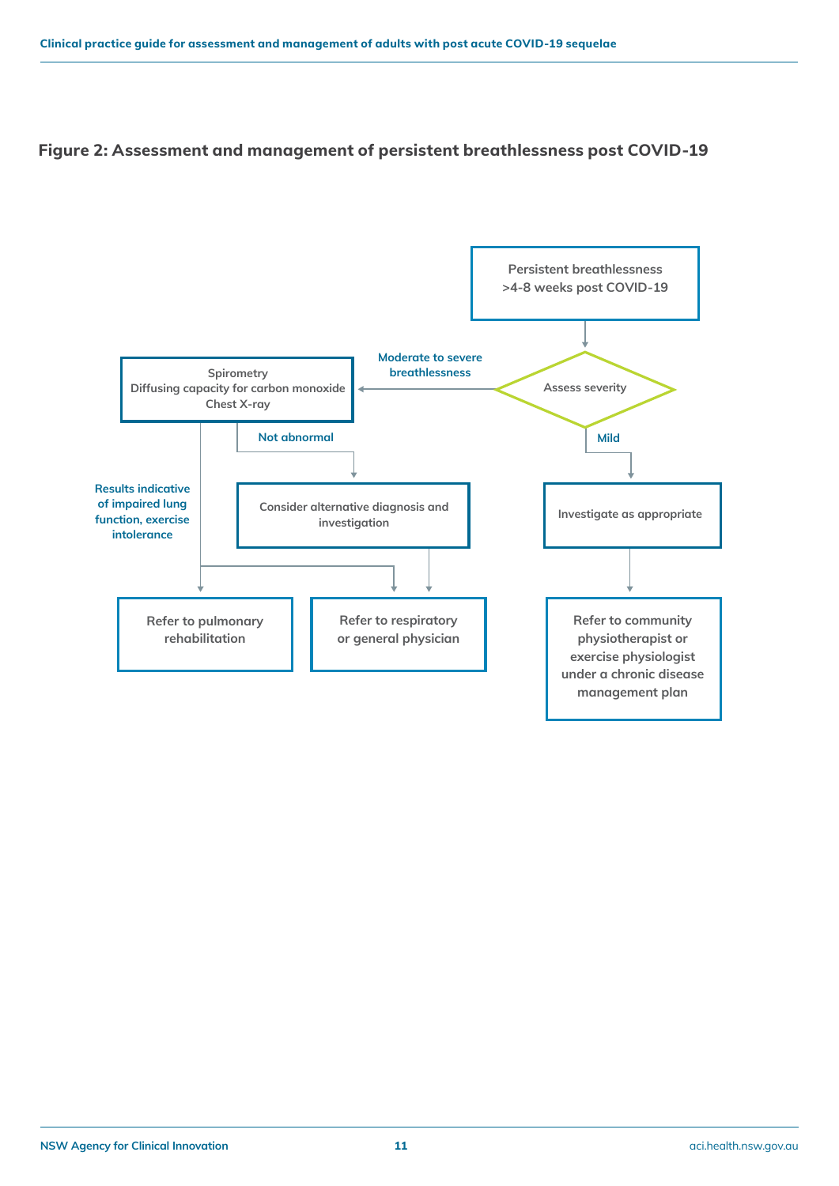## Figure 2: Assessment and management of persistent breathlessness post COVID-19

Persistent breathlessness >4-8 weeks post COVID-19

Assess severity

Moderate to severe breathlessness

Spirometry
Diffusing capacity for carbon monoxide
Chest X-ray

Not abnormal

Consider alternative diagnosis and investigation

Results indicative of impaired lung function, exercise intolerance

Refer to pulmonary rehabilitation

Refer to respiratory or general physician

Mild

Investigate as appropriate

Refer to community physiotherapist or exercise physiologist under a chronic disease management plan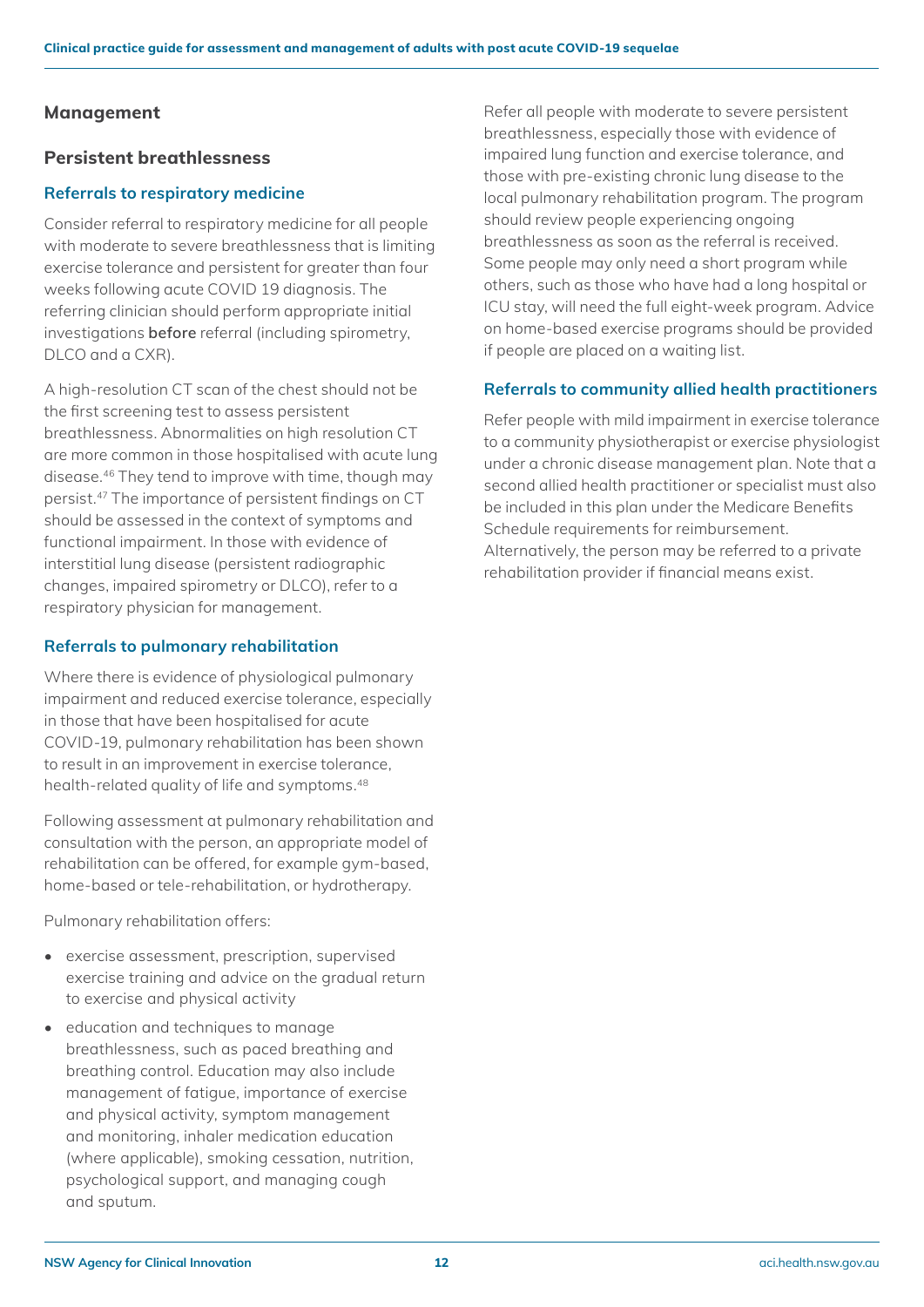## Management

### Persistent breathlessness

#### Referrals to respiratory medicine

Consider referral to respiratory medicine for all people with moderate to severe breathlessness that is limiting exercise tolerance and persistent for greater than four weeks following acute COVID 19 diagnosis. The referring clinician should perform appropriate initial investigations **before** referral (including spirometry, DLCO and a CXR).

A high-resolution CT scan of the chest should not be the first screening test to assess persistent breathlessness. Abnormalities on high resolution CT are more common in those hospitalised with acute lung disease.[46] They tend to improve with time, though may persist.[47] The importance of persistent findings on CT should be assessed in the context of symptoms and functional impairment. In those with evidence of interstitial lung disease (persistent radiographic changes, impaired spirometry or DLCO), refer to a respiratory physician for management.

#### Referrals to pulmonary rehabilitation

Where there is evidence of physiological pulmonary impairment and reduced exercise tolerance, especially in those that have been hospitalised for acute COVID-19, pulmonary rehabilitation has been shown to result in an improvement in exercise tolerance, health-related quality of life and symptoms.[48]

Following assessment at pulmonary rehabilitation and consultation with the person, an appropriate model of rehabilitation can be offered, for example gym-based, home-based or tele-rehabilitation, or hydrotherapy.

Pulmonary rehabilitation offers:

- exercise assessment, prescription, supervised exercise training and advice on the gradual return to exercise and physical activity
- education and techniques to manage breathlessness, such as paced breathing and breathing control. Education may also include management of fatigue, importance of exercise and physical activity, symptom management and monitoring, inhaler medication education (where applicable), smoking cessation, nutrition, psychological support, and managing cough and sputum.

Refer all people with moderate to severe persistent breathlessness, especially those with evidence of impaired lung function and exercise tolerance, and those with pre-existing chronic lung disease to the local pulmonary rehabilitation program. The program should review people experiencing ongoing breathlessness as soon as the referral is received. Some people may only need a short program while others, such as those who have had a long hospital or ICU stay, will need the full eight-week program. Advice on home-based exercise programs should be provided if people are placed on a waiting list.

#### Referrals to community allied health practitioners

Refer people with mild impairment in exercise tolerance to a community physiotherapist or exercise physiologist under a chronic disease management plan. Note that a second allied health practitioner or specialist must also be included in this plan under the Medicare Benefits Schedule requirements for reimbursement. Alternatively, the person may be referred to a private rehabilitation provider if financial means exist.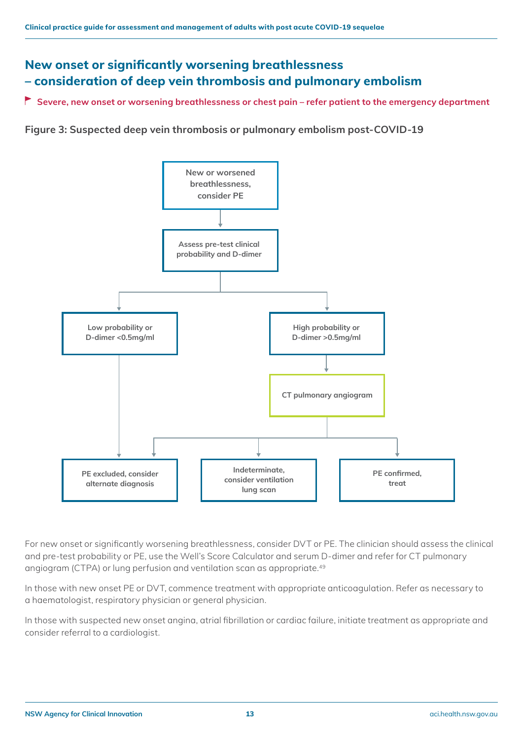## New onset or significantly worsening breathlessness – consideration of deep vein thrombosis and pulmonary embolism

**Severe, new onset or worsening breathlessness or chest pain – refer patient to the emergency department**

**Figure 3: Suspected deep vein thrombosis or pulmonary embolism post-COVID-19**

- New or worsened breathlessness, consider PE
  - Assess pre-test clinical probability and D-dimer
    - Low probability or D-dimer <0.5mg/ml → PE excluded, consider alternate diagnosis
    - High probability or D-dimer >0.5mg/ml → CT pulmonary angiogram
      - PE excluded, consider alternate diagnosis
      - Indeterminate, consider ventilation lung scan
      - PE confirmed, treat

For new onset or significantly worsening breathlessness, consider DVT or PE. The clinician should assess the clinical and pre-test probability or PE, use the Well's Score Calculator and serum D-dimer and refer for CT pulmonary angiogram (CTPA) or lung perfusion and ventilation scan as appropriate.[49]

In those with new onset PE or DVT, commence treatment with appropriate anticoagulation. Refer as necessary to a haematologist, respiratory physician or general physician.

In those with suspected new onset angina, atrial fibrillation or cardiac failure, initiate treatment as appropriate and consider referral to a cardiologist.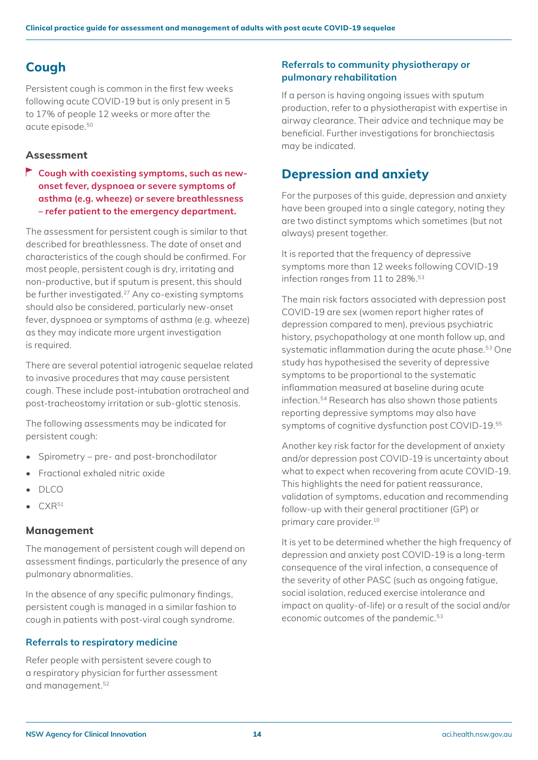## Cough

Persistent cough is common in the first few weeks following acute COVID-19 but is only present in 5 to 17% of people 12 weeks or more after the acute episode.[50]

### Assessment

**Cough with coexisting symptoms, such as new-onset fever, dyspnoea or severe symptoms of asthma (e.g. wheeze) or severe breathlessness – refer patient to the emergency department.**

The assessment for persistent cough is similar to that described for breathlessness. The date of onset and characteristics of the cough should be confirmed. For most people, persistent cough is dry, irritating and non-productive, but if sputum is present, this should be further investigated.[27] Any co-existing symptoms should also be considered, particularly new-onset fever, dyspnoea or symptoms of asthma (e.g. wheeze) as they may indicate more urgent investigation is required.

There are several potential iatrogenic sequelae related to invasive procedures that may cause persistent cough. These include post-intubation orotracheal and post-tracheostomy irritation or sub-glottic stenosis.

The following assessments may be indicated for persistent cough:

- Spirometry – pre- and post-bronchodilator
- Fractional exhaled nitric oxide
- DLCO
- CXR[51]

### Management

The management of persistent cough will depend on assessment findings, particularly the presence of any pulmonary abnormalities.

In the absence of any specific pulmonary findings, persistent cough is managed in a similar fashion to cough in patients with post-viral cough syndrome.

### Referrals to respiratory medicine

Refer people with persistent severe cough to a respiratory physician for further assessment and management.[52]

### Referrals to community physiotherapy or pulmonary rehabilitation

If a person is having ongoing issues with sputum production, refer to a physiotherapist with expertise in airway clearance. Their advice and technique may be beneficial. Further investigations for bronchiectasis may be indicated.

## Depression and anxiety

For the purposes of this guide, depression and anxiety have been grouped into a single category, noting they are two distinct symptoms which sometimes (but not always) present together.

It is reported that the frequency of depressive symptoms more than 12 weeks following COVID-19 infection ranges from 11 to 28%.[53]

The main risk factors associated with depression post COVID-19 are sex (women report higher rates of depression compared to men), previous psychiatric history, psychopathology at one month follow up, and systematic inflammation during the acute phase.[53] One study has hypothesised the severity of depressive symptoms to be proportional to the systematic inflammation measured at baseline during acute infection.[54] Research has also shown those patients reporting depressive symptoms may also have symptoms of cognitive dysfunction post COVID-19.[55]

Another key risk factor for the development of anxiety and/or depression post COVID-19 is uncertainty about what to expect when recovering from acute COVID-19. This highlights the need for patient reassurance, validation of symptoms, education and recommending follow-up with their general practitioner (GP) or primary care provider.[10]

It is yet to be determined whether the high frequency of depression and anxiety post COVID-19 is a long-term consequence of the viral infection, a consequence of the severity of other PASC (such as ongoing fatigue, social isolation, reduced exercise intolerance and impact on quality-of-life) or a result of the social and/or economic outcomes of the pandemic.[53]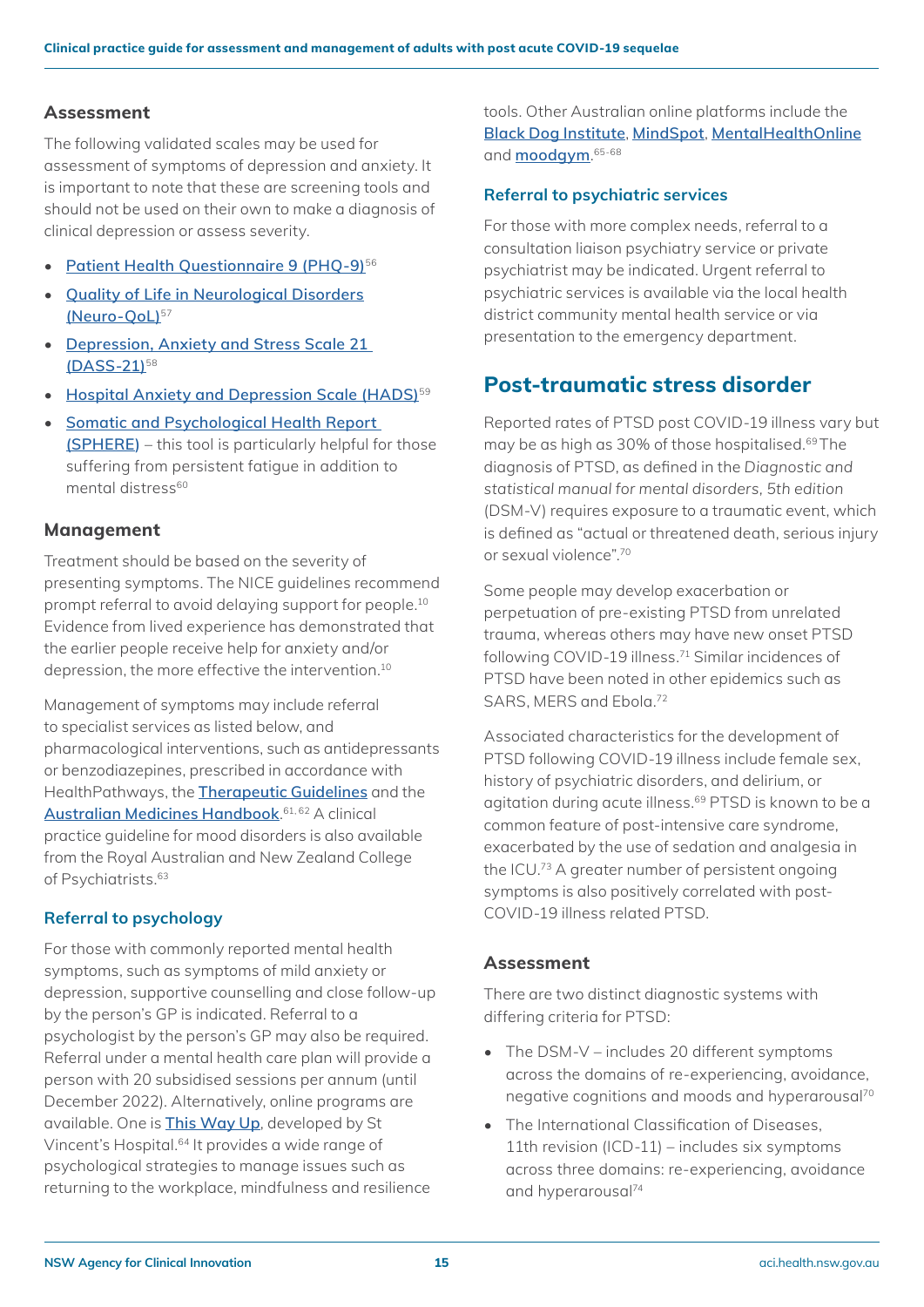### Assessment

The following validated scales may be used for assessment of symptoms of depression and anxiety. It is important to note that these are screening tools and should not be used on their own to make a diagnosis of clinical depression or assess severity.

- Patient Health Questionnaire 9 (PHQ-9)[56]
- Quality of Life in Neurological Disorders (Neuro-QoL)[57]
- Depression, Anxiety and Stress Scale 21 (DASS-21)[58]
- Hospital Anxiety and Depression Scale (HADS)[59]
- Somatic and Psychological Health Report (SPHERE) – this tool is particularly helpful for those suffering from persistent fatigue in addition to mental distress[60]

### Management

Treatment should be based on the severity of presenting symptoms. The NICE guidelines recommend prompt referral to avoid delaying support for people.[10] Evidence from lived experience has demonstrated that the earlier people receive help for anxiety and/or depression, the more effective the intervention.[10]

Management of symptoms may include referral to specialist services as listed below, and pharmacological interventions, such as antidepressants or benzodiazepines, prescribed in accordance with HealthPathways, the Therapeutic Guidelines and the Australian Medicines Handbook.[61, 62] A clinical practice guideline for mood disorders is also available from the Royal Australian and New Zealand College of Psychiatrists.[63]

#### Referral to psychology

For those with commonly reported mental health symptoms, such as symptoms of mild anxiety or depression, supportive counselling and close follow-up by the person's GP is indicated. Referral to a psychologist by the person's GP may also be required. Referral under a mental health care plan will provide a person with 20 subsidised sessions per annum (until December 2022). Alternatively, online programs are available. One is This Way Up, developed by St Vincent's Hospital.[64] It provides a wide range of psychological strategies to manage issues such as returning to the workplace, mindfulness and resilience tools. Other Australian online platforms include the Black Dog Institute, MindSpot, MentalHealthOnline and moodgym.[65-68]

#### Referral to psychiatric services

For those with more complex needs, referral to a consultation liaison psychiatry service or private psychiatrist may be indicated. Urgent referral to psychiatric services is available via the local health district community mental health service or via presentation to the emergency department.

## Post-traumatic stress disorder

Reported rates of PTSD post COVID-19 illness vary but may be as high as 30% of those hospitalised.[69] The diagnosis of PTSD, as defined in the *Diagnostic and statistical manual for mental disorders, 5th edition* (DSM-V) requires exposure to a traumatic event, which is defined as "actual or threatened death, serious injury or sexual violence".[70]

Some people may develop exacerbation or perpetuation of pre-existing PTSD from unrelated trauma, whereas others may have new onset PTSD following COVID-19 illness.[71] Similar incidences of PTSD have been noted in other epidemics such as SARS, MERS and Ebola.[72]

Associated characteristics for the development of PTSD following COVID-19 illness include female sex, history of psychiatric disorders, and delirium, or agitation during acute illness.[69] PTSD is known to be a common feature of post-intensive care syndrome, exacerbated by the use of sedation and analgesia in the ICU.[73] A greater number of persistent ongoing symptoms is also positively correlated with post-COVID-19 illness related PTSD.

### Assessment

There are two distinct diagnostic systems with differing criteria for PTSD:

- The DSM-V – includes 20 different symptoms across the domains of re-experiencing, avoidance, negative cognitions and moods and hyperarousal[70]
- The International Classification of Diseases, 11th revision (ICD-11) – includes six symptoms across three domains: re-experiencing, avoidance and hyperarousal[74]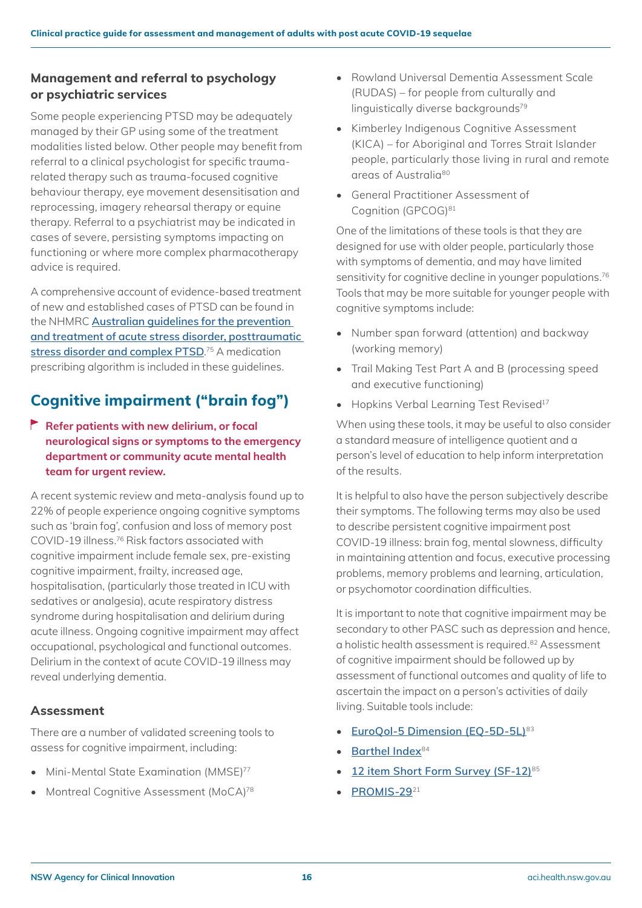### Management and referral to psychology or psychiatric services

Some people experiencing PTSD may be adequately managed by their GP using some of the treatment modalities listed below. Other people may benefit from referral to a clinical psychologist for specific trauma-related therapy such as trauma-focused cognitive behaviour therapy, eye movement desensitisation and reprocessing, imagery rehearsal therapy or equine therapy. Referral to a psychiatrist may be indicated in cases of severe, persisting symptoms impacting on functioning or where more complex pharmacotherapy advice is required.

A comprehensive account of evidence-based treatment of new and established cases of PTSD can be found in the NHMRC [Australian guidelines for the prevention and treatment of acute stress disorder, posttraumatic stress disorder and complex PTSD](). [75] A medication prescribing algorithm is included in these guidelines.

## Cognitive impairment ("brain fog")

**Refer patients with new delirium, or focal neurological signs or symptoms to the emergency department or community acute mental health team for urgent review.**

A recent systemic review and meta-analysis found up to 22% of people experience ongoing cognitive symptoms such as 'brain fog', confusion and loss of memory post COVID-19 illness.[76] Risk factors associated with cognitive impairment include female sex, pre-existing cognitive impairment, frailty, increased age, hospitalisation, (particularly those treated in ICU with sedatives or analgesia), acute respiratory distress syndrome during hospitalisation and delirium during acute illness. Ongoing cognitive impairment may affect occupational, psychological and functional outcomes. Delirium in the context of acute COVID-19 illness may reveal underlying dementia.

### Assessment

There are a number of validated screening tools to assess for cognitive impairment, including:

- Mini-Mental State Examination (MMSE)[77]
- Montreal Cognitive Assessment (MoCA)[78]
- Rowland Universal Dementia Assessment Scale (RUDAS) – for people from culturally and linguistically diverse backgrounds[79]
- Kimberley Indigenous Cognitive Assessment (KICA) – for Aboriginal and Torres Strait Islander people, particularly those living in rural and remote areas of Australia[80]
- General Practitioner Assessment of Cognition (GPCOG)[81]

One of the limitations of these tools is that they are designed for use with older people, particularly those with symptoms of dementia, and may have limited sensitivity for cognitive decline in younger populations.[76] Tools that may be more suitable for younger people with cognitive symptoms include:

- Number span forward (attention) and backway (working memory)
- Trail Making Test Part A and B (processing speed and executive functioning)
- Hopkins Verbal Learning Test Revised[17]

When using these tools, it may be useful to also consider a standard measure of intelligence quotient and a person's level of education to help inform interpretation of the results.

It is helpful to also have the person subjectively describe their symptoms. The following terms may also be used to describe persistent cognitive impairment post COVID-19 illness: brain fog, mental slowness, difficulty in maintaining attention and focus, executive processing problems, memory problems and learning, articulation, or psychomotor coordination difficulties.

It is important to note that cognitive impairment may be secondary to other PASC such as depression and hence, a holistic health assessment is required.[82] Assessment of cognitive impairment should be followed up by assessment of functional outcomes and quality of life to ascertain the impact on a person's activities of daily living. Suitable tools include:

- [EuroQol-5 Dimension (EQ-5D-5L)]()[83]
- [Barthel Index]()[84]
- [12 item Short Form Survey (SF-12)]()[85]
- [PROMIS-29]()[21]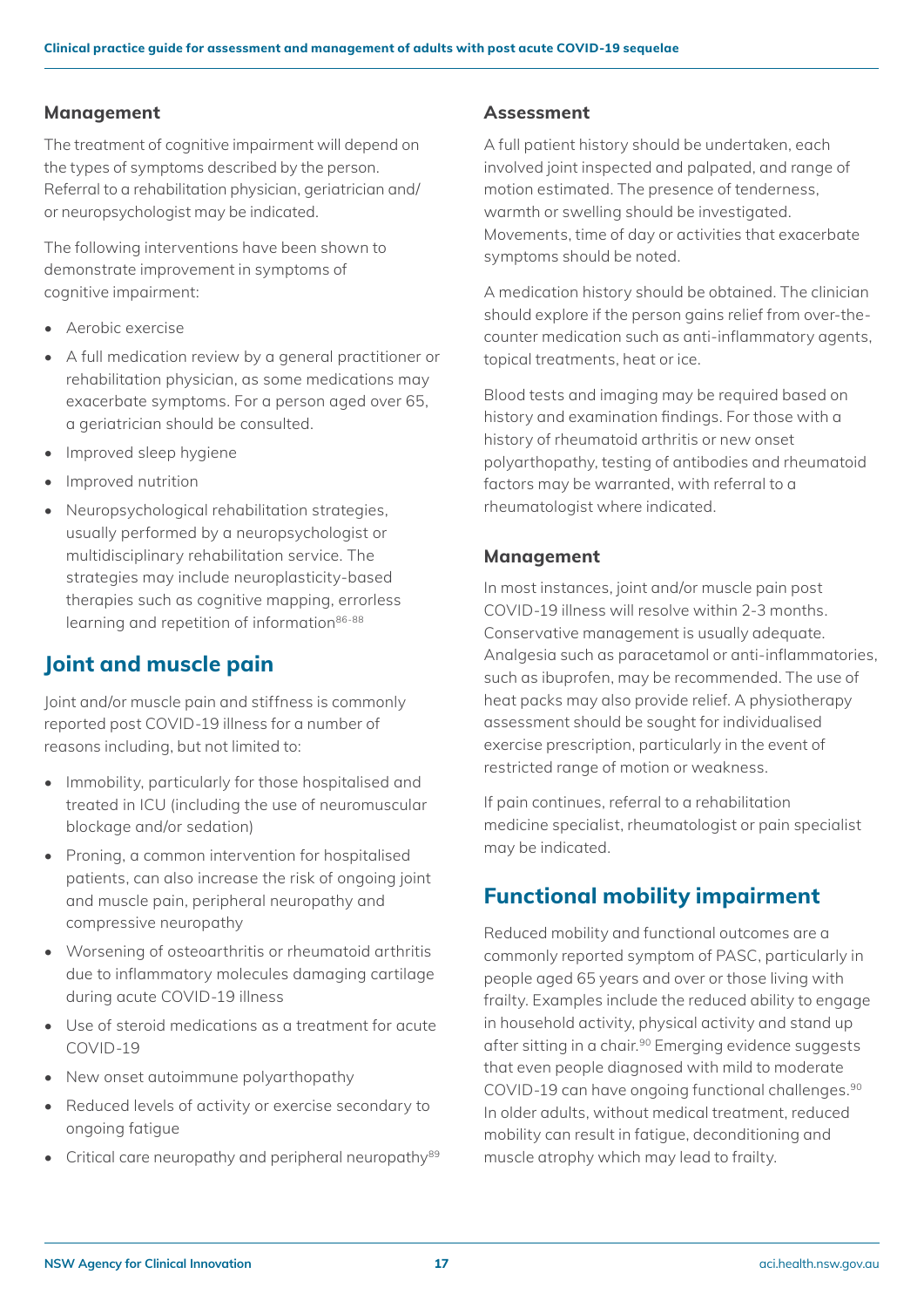### Management

The treatment of cognitive impairment will depend on the types of symptoms described by the person. Referral to a rehabilitation physician, geriatrician and/or neuropsychologist may be indicated.

The following interventions have been shown to demonstrate improvement in symptoms of cognitive impairment:

- Aerobic exercise
- A full medication review by a general practitioner or rehabilitation physician, as some medications may exacerbate symptoms. For a person aged over 65, a geriatrician should be consulted.
- Improved sleep hygiene
- Improved nutrition
- Neuropsychological rehabilitation strategies, usually performed by a neuropsychologist or multidisciplinary rehabilitation service. The strategies may include neuroplasticity-based therapies such as cognitive mapping, errorless learning and repetition of information[86-88]

## Joint and muscle pain

Joint and/or muscle pain and stiffness is commonly reported post COVID-19 illness for a number of reasons including, but not limited to:

- Immobility, particularly for those hospitalised and treated in ICU (including the use of neuromuscular blockage and/or sedation)
- Proning, a common intervention for hospitalised patients, can also increase the risk of ongoing joint and muscle pain, peripheral neuropathy and compressive neuropathy
- Worsening of osteoarthritis or rheumatoid arthritis due to inflammatory molecules damaging cartilage during acute COVID-19 illness
- Use of steroid medications as a treatment for acute COVID-19
- New onset autoimmune polyarthopathy
- Reduced levels of activity or exercise secondary to ongoing fatigue
- Critical care neuropathy and peripheral neuropathy[89]

### Assessment

A full patient history should be undertaken, each involved joint inspected and palpated, and range of motion estimated. The presence of tenderness, warmth or swelling should be investigated. Movements, time of day or activities that exacerbate symptoms should be noted.

A medication history should be obtained. The clinician should explore if the person gains relief from over-the-counter medication such as anti-inflammatory agents, topical treatments, heat or ice.

Blood tests and imaging may be required based on history and examination findings. For those with a history of rheumatoid arthritis or new onset polyarthopathy, testing of antibodies and rheumatoid factors may be warranted, with referral to a rheumatologist where indicated.

### Management

In most instances, joint and/or muscle pain post COVID-19 illness will resolve within 2-3 months. Conservative management is usually adequate. Analgesia such as paracetamol or anti-inflammatories, such as ibuprofen, may be recommended. The use of heat packs may also provide relief. A physiotherapy assessment should be sought for individualised exercise prescription, particularly in the event of restricted range of motion or weakness.

If pain continues, referral to a rehabilitation medicine specialist, rheumatologist or pain specialist may be indicated.

## Functional mobility impairment

Reduced mobility and functional outcomes are a commonly reported symptom of PASC, particularly in people aged 65 years and over or those living with frailty. Examples include the reduced ability to engage in household activity, physical activity and stand up after sitting in a chair.[90] Emerging evidence suggests that even people diagnosed with mild to moderate COVID-19 can have ongoing functional challenges.[90] In older adults, without medical treatment, reduced mobility can result in fatigue, deconditioning and muscle atrophy which may lead to frailty.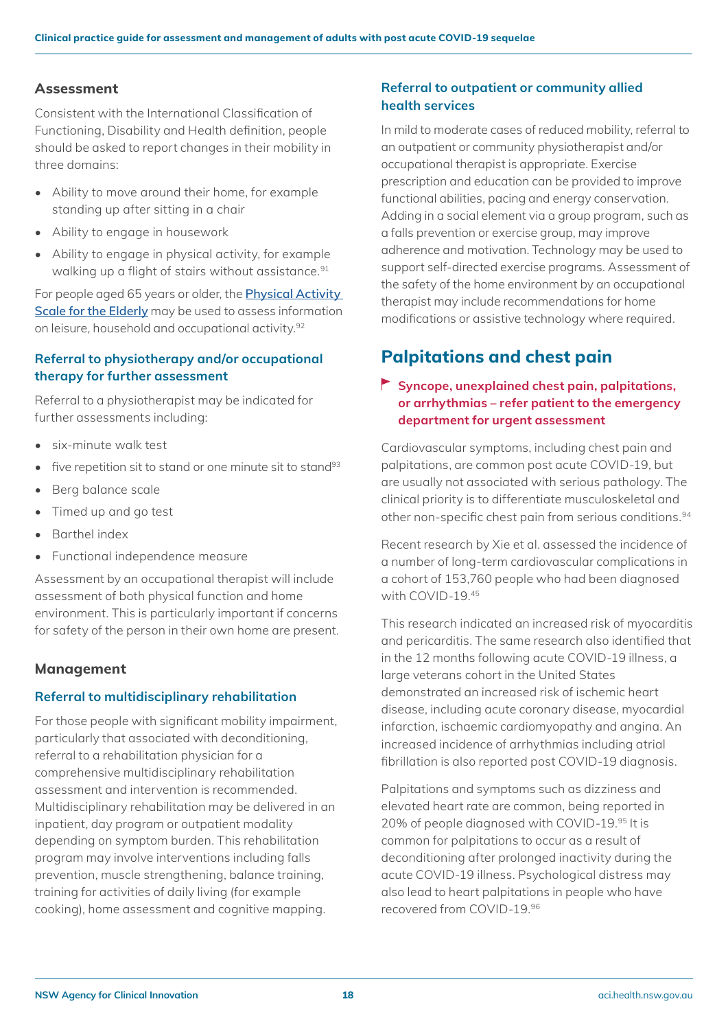### Assessment

Consistent with the International Classification of Functioning, Disability and Health definition, people should be asked to report changes in their mobility in three domains:

- Ability to move around their home, for example standing up after sitting in a chair
- Ability to engage in housework
- Ability to engage in physical activity, for example walking up a flight of stairs without assistance.[91]

For people aged 65 years or older, the Physical Activity Scale for the Elderly may be used to assess information on leisure, household and occupational activity.[92]

#### Referral to physiotherapy and/or occupational therapy for further assessment

Referral to a physiotherapist may be indicated for further assessments including:

- six-minute walk test
- five repetition sit to stand or one minute sit to stand[93]
- Berg balance scale
- Timed up and go test
- Barthel index
- Functional independence measure

Assessment by an occupational therapist will include assessment of both physical function and home environment. This is particularly important if concerns for safety of the person in their own home are present.

### Management

#### Referral to multidisciplinary rehabilitation

For those people with significant mobility impairment, particularly that associated with deconditioning, referral to a rehabilitation physician for a comprehensive multidisciplinary rehabilitation assessment and intervention is recommended. Multidisciplinary rehabilitation may be delivered in an inpatient, day program or outpatient modality depending on symptom burden. This rehabilitation program may involve interventions including falls prevention, muscle strengthening, balance training, training for activities of daily living (for example cooking), home assessment and cognitive mapping.

#### Referral to outpatient or community allied health services

In mild to moderate cases of reduced mobility, referral to an outpatient or community physiotherapist and/or occupational therapist is appropriate. Exercise prescription and education can be provided to improve functional abilities, pacing and energy conservation. Adding in a social element via a group program, such as a falls prevention or exercise group, may improve adherence and motivation. Technology may be used to support self-directed exercise programs. Assessment of the safety of the home environment by an occupational therapist may include recommendations for home modifications or assistive technology where required.

## Palpitations and chest pain

**Syncope, unexplained chest pain, palpitations, or arrhythmias – refer patient to the emergency department for urgent assessment**

Cardiovascular symptoms, including chest pain and palpitations, are common post acute COVID-19, but are usually not associated with serious pathology. The clinical priority is to differentiate musculoskeletal and other non-specific chest pain from serious conditions.[94]

Recent research by Xie et al. assessed the incidence of a number of long-term cardiovascular complications in a cohort of 153,760 people who had been diagnosed with COVID-19.[45]

This research indicated an increased risk of myocarditis and pericarditis. The same research also identified that in the 12 months following acute COVID-19 illness, a large veterans cohort in the United States demonstrated an increased risk of ischemic heart disease, including acute coronary disease, myocardial infarction, ischaemic cardiomyopathy and angina. An increased incidence of arrhythmias including atrial fibrillation is also reported post COVID-19 diagnosis.

Palpitations and symptoms such as dizziness and elevated heart rate are common, being reported in 20% of people diagnosed with COVID-19.[95] It is common for palpitations to occur as a result of deconditioning after prolonged inactivity during the acute COVID-19 illness. Psychological distress may also lead to heart palpitations in people who have recovered from COVID-19.[96]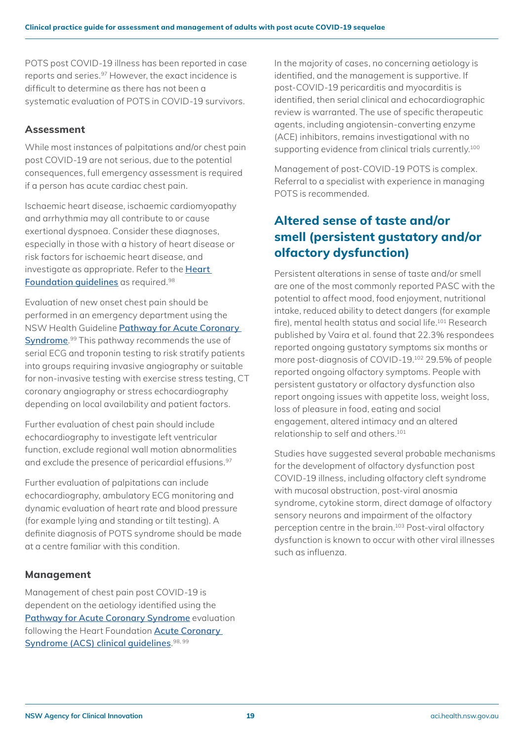POTS post COVID-19 illness has been reported in case reports and series.[97] However, the exact incidence is difficult to determine as there has not been a systematic evaluation of POTS in COVID-19 survivors.

### Assessment

While most instances of palpitations and/or chest pain post COVID-19 are not serious, due to the potential consequences, full emergency assessment is required if a person has acute cardiac chest pain.

Ischaemic heart disease, ischaemic cardiomyopathy and arrhythmia may all contribute to or cause exertional dyspnoea. Consider these diagnoses, especially in those with a history of heart disease or risk factors for ischaemic heart disease, and investigate as appropriate. Refer to the **Heart Foundation guidelines** as required.[98]

Evaluation of new onset chest pain should be performed in an emergency department using the NSW Health Guideline **Pathway for Acute Coronary Syndrome**.[99] This pathway recommends the use of serial ECG and troponin testing to risk stratify patients into groups requiring invasive angiography or suitable for non-invasive testing with exercise stress testing, CT coronary angiography or stress echocardiography depending on local availability and patient factors.

Further evaluation of chest pain should include echocardiography to investigate left ventricular function, exclude regional wall motion abnormalities and exclude the presence of pericardial effusions.[97]

Further evaluation of palpitations can include echocardiography, ambulatory ECG monitoring and dynamic evaluation of heart rate and blood pressure (for example lying and standing or tilt testing). A definite diagnosis of POTS syndrome should be made at a centre familiar with this condition.

### Management

Management of chest pain post COVID-19 is dependent on the aetiology identified using the **Pathway for Acute Coronary Syndrome** evaluation following the Heart Foundation **Acute Coronary Syndrome (ACS) clinical guidelines**.[98, 99]

In the majority of cases, no concerning aetiology is identified, and the management is supportive. If post-COVID-19 pericarditis and myocarditis is identified, then serial clinical and echocardiographic review is warranted. The use of specific therapeutic agents, including angiotensin-converting enzyme (ACE) inhibitors, remains investigational with no supporting evidence from clinical trials currently.[100]

Management of post-COVID-19 POTS is complex. Referral to a specialist with experience in managing POTS is recommended.

## Altered sense of taste and/or smell (persistent gustatory and/or olfactory dysfunction)

Persistent alterations in sense of taste and/or smell are one of the most commonly reported PASC with the potential to affect mood, food enjoyment, nutritional intake, reduced ability to detect dangers (for example fire), mental health status and social life.[101] Research published by Vaira et al. found that 22.3% respondees reported ongoing gustatory symptoms six months or more post-diagnosis of COVID-19.[102] 29.5% of people reported ongoing olfactory symptoms. People with persistent gustatory or olfactory dysfunction also report ongoing issues with appetite loss, weight loss, loss of pleasure in food, eating and social engagement, altered intimacy and an altered relationship to self and others.[101]

Studies have suggested several probable mechanisms for the development of olfactory dysfunction post COVID-19 illness, including olfactory cleft syndrome with mucosal obstruction, post-viral anosmia syndrome, cytokine storm, direct damage of olfactory sensory neurons and impairment of the olfactory perception centre in the brain.[103] Post-viral olfactory dysfunction is known to occur with other viral illnesses such as influenza.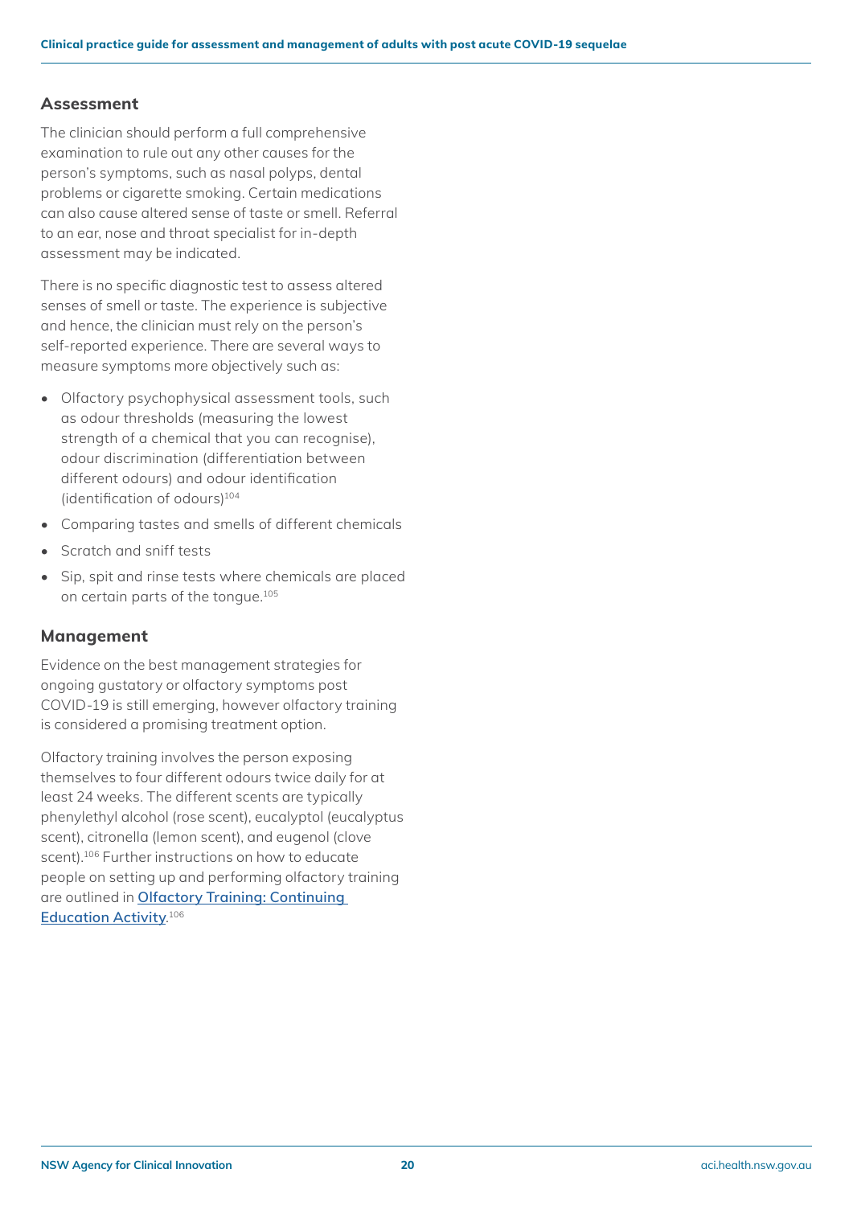## Assessment

The clinician should perform a full comprehensive examination to rule out any other causes for the person's symptoms, such as nasal polyps, dental problems or cigarette smoking. Certain medications can also cause altered sense of taste or smell. Referral to an ear, nose and throat specialist for in-depth assessment may be indicated.

There is no specific diagnostic test to assess altered senses of smell or taste. The experience is subjective and hence, the clinician must rely on the person's self-reported experience. There are several ways to measure symptoms more objectively such as:

- Olfactory psychophysical assessment tools, such as odour thresholds (measuring the lowest strength of a chemical that you can recognise), odour discrimination (differentiation between different odours) and odour identification (identification of odours)[104]
- Comparing tastes and smells of different chemicals
- Scratch and sniff tests
- Sip, spit and rinse tests where chemicals are placed on certain parts of the tongue.[105]

## Management

Evidence on the best management strategies for ongoing gustatory or olfactory symptoms post COVID-19 is still emerging, however olfactory training is considered a promising treatment option.

Olfactory training involves the person exposing themselves to four different odours twice daily for at least 24 weeks. The different scents are typically phenylethyl alcohol (rose scent), eucalyptol (eucalyptus scent), citronella (lemon scent), and eugenol (clove scent).[106] Further instructions on how to educate people on setting up and performing olfactory training are outlined in **Olfactory Training: Continuing Education Activity**.[106]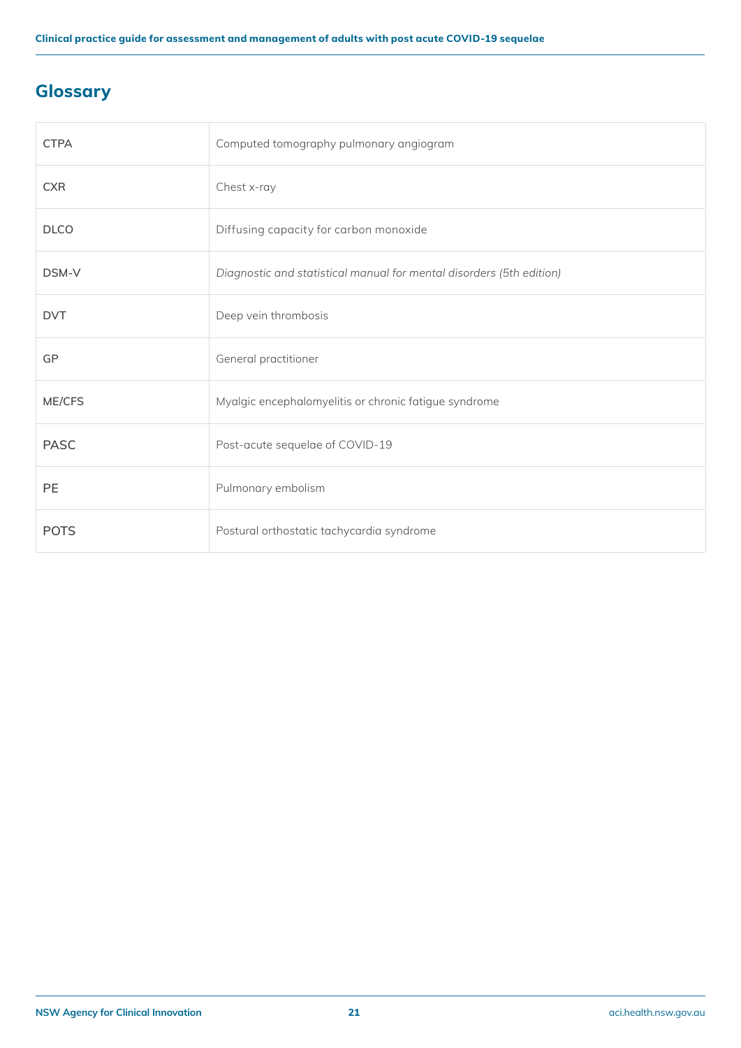## Glossary

| | |
|---|---|
| CTPA | Computed tomography pulmonary angiogram |
| CXR | Chest x-ray |
| DLCO | Diffusing capacity for carbon monoxide |
| DSM-V | *Diagnostic and statistical manual for mental disorders (5th edition)* |
| DVT | Deep vein thrombosis |
| GP | General practitioner |
| ME/CFS | Myalgic encephalomyelitis or chronic fatigue syndrome |
| PASC | Post-acute sequelae of COVID-19 |
| PE | Pulmonary embolism |
| POTS | Postural orthostatic tachycardia syndrome |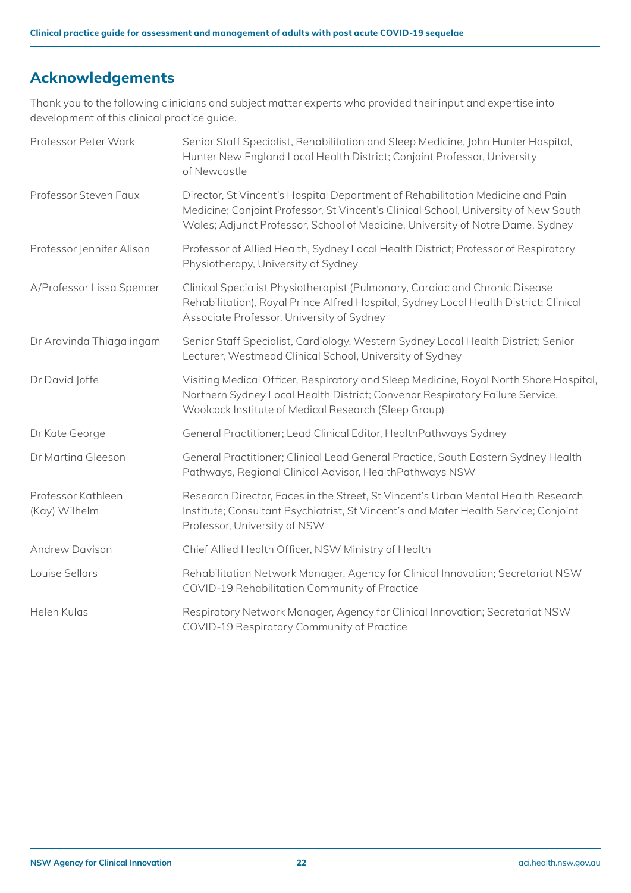## Acknowledgements

Thank you to the following clinicians and subject matter experts who provided their input and expertise into development of this clinical practice guide.

| | |
|---|---|
| Professor Peter Wark | Senior Staff Specialist, Rehabilitation and Sleep Medicine, John Hunter Hospital, Hunter New England Local Health District; Conjoint Professor, University of Newcastle |
| Professor Steven Faux | Director, St Vincent's Hospital Department of Rehabilitation Medicine and Pain Medicine; Conjoint Professor, St Vincent's Clinical School, University of New South Wales; Adjunct Professor, School of Medicine, University of Notre Dame, Sydney |
| Professor Jennifer Alison | Professor of Allied Health, Sydney Local Health District; Professor of Respiratory Physiotherapy, University of Sydney |
| A/Professor Lissa Spencer | Clinical Specialist Physiotherapist (Pulmonary, Cardiac and Chronic Disease Rehabilitation), Royal Prince Alfred Hospital, Sydney Local Health District; Clinical Associate Professor, University of Sydney |
| Dr Aravinda Thiagalingam | Senior Staff Specialist, Cardiology, Western Sydney Local Health District; Senior Lecturer, Westmead Clinical School, University of Sydney |
| Dr David Joffe | Visiting Medical Officer, Respiratory and Sleep Medicine, Royal North Shore Hospital, Northern Sydney Local Health District; Convenor Respiratory Failure Service, Woolcock Institute of Medical Research (Sleep Group) |
| Dr Kate George | General Practitioner; Lead Clinical Editor, HealthPathways Sydney |
| Dr Martina Gleeson | General Practitioner; Clinical Lead General Practice, South Eastern Sydney Health Pathways, Regional Clinical Advisor, HealthPathways NSW |
| Professor Kathleen (Kay) Wilhelm | Research Director, Faces in the Street, St Vincent's Urban Mental Health Research Institute; Consultant Psychiatrist, St Vincent's and Mater Health Service; Conjoint Professor, University of NSW |
| Andrew Davison | Chief Allied Health Officer, NSW Ministry of Health |
| Louise Sellars | Rehabilitation Network Manager, Agency for Clinical Innovation; Secretariat NSW COVID-19 Rehabilitation Community of Practice |
| Helen Kulas | Respiratory Network Manager, Agency for Clinical Innovation; Secretariat NSW COVID-19 Respiratory Community of Practice |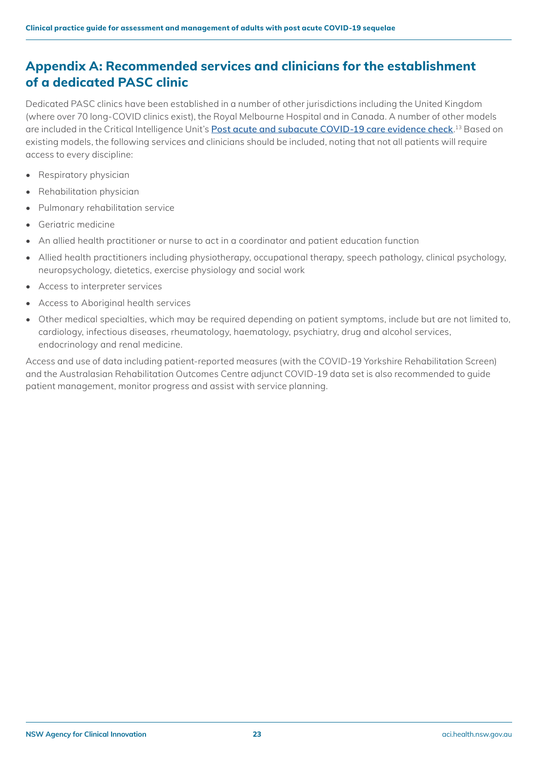## Appendix A: Recommended services and clinicians for the establishment of a dedicated PASC clinic

Dedicated PASC clinics have been established in a number of other jurisdictions including the United Kingdom (where over 70 long-COVID clinics exist), the Royal Melbourne Hospital and in Canada. A number of other models are included in the Critical Intelligence Unit's **Post acute and subacute COVID-19 care evidence check**.[13] Based on existing models, the following services and clinicians should be included, noting that not all patients will require access to every discipline:

- Respiratory physician
- Rehabilitation physician
- Pulmonary rehabilitation service
- Geriatric medicine
- An allied health practitioner or nurse to act in a coordinator and patient education function
- Allied health practitioners including physiotherapy, occupational therapy, speech pathology, clinical psychology, neuropsychology, dietetics, exercise physiology and social work
- Access to interpreter services
- Access to Aboriginal health services
- Other medical specialties, which may be required depending on patient symptoms, include but are not limited to, cardiology, infectious diseases, rheumatology, haematology, psychiatry, drug and alcohol services, endocrinology and renal medicine.

Access and use of data including patient-reported measures (with the COVID-19 Yorkshire Rehabilitation Screen) and the Australasian Rehabilitation Outcomes Centre adjunct COVID-19 data set is also recommended to guide patient management, monitor progress and assist with service planning.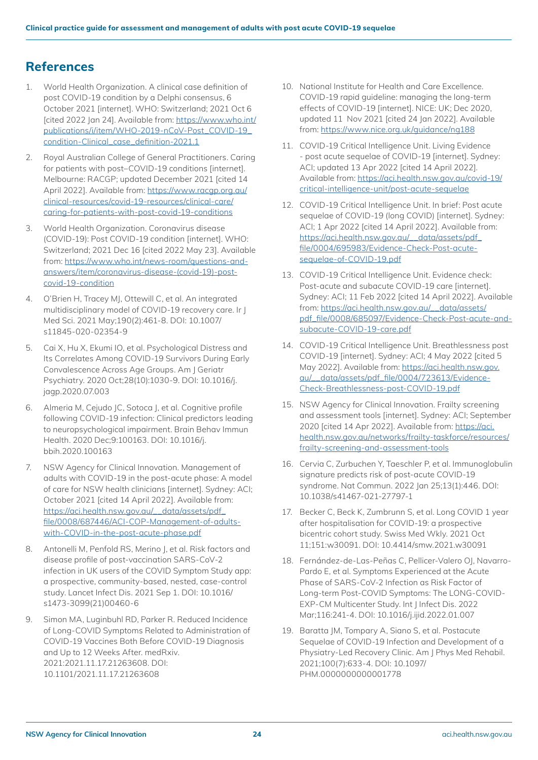## References

1. World Health Organization. A clinical case definition of post COVID-19 condition by a Delphi consensus, 6 October 2021 [internet]. WHO: Switzerland; 2021 Oct 6 [cited 2022 Jan 24]. Available from: https://www.who.int/publications/i/item/WHO-2019-nCoV-Post_COVID-19_condition-Clinical_case_definition-2021.1
2. Royal Australian College of General Practitioners. Caring for patients with post–COVID-19 conditions [internet]. Melbourne: RACGP; updated December 2021 [cited 14 April 2022]. Available from: https://www.racgp.org.au/clinical-resources/covid-19-resources/clinical-care/caring-for-patients-with-post-covid-19-conditions
3. World Health Organization. Coronavirus disease (COVID-19): Post COVID-19 condition [internet]. WHO: Switzerland; 2021 Dec 16 [cited 2022 May 23]. Available from: https://www.who.int/news-room/questions-and-answers/item/coronavirus-disease-(covid-19)-post-covid-19-condition
4. O'Brien H, Tracey MJ, Ottewill C, et al. An integrated multidisciplinary model of COVID-19 recovery care. Ir J Med Sci. 2021 May;190(2):461-8. DOI: 10.1007/s11845-020-02354-9
5. Cai X, Hu X, Ekumi IO, et al. Psychological Distress and Its Correlates Among COVID-19 Survivors During Early Convalescence Across Age Groups. Am J Geriatr Psychiatry. 2020 Oct;28(10):1030-9. DOI: 10.1016/j.jagp.2020.07.003
6. Almeria M, Cejudo JC, Sotoca J, et al. Cognitive profile following COVID-19 infection: Clinical predictors leading to neuropsychological impairment. Brain Behav Immun Health. 2020 Dec;9:100163. DOI: 10.1016/j.bbih.2020.100163
7. NSW Agency for Clinical Innovation. Management of adults with COVID-19 in the post-acute phase: A model of care for NSW health clinicians [internet]. Sydney: ACI; October 2021 [cited 14 April 2022]. Available from: https://aci.health.nsw.gov.au/__data/assets/pdf_file/0008/687446/ACI-COP-Management-of-adults-with-COVID-in-the-post-acute-phase.pdf
8. Antonelli M, Penfold RS, Merino J, et al. Risk factors and disease profile of post-vaccination SARS-CoV-2 infection in UK users of the COVID Symptom Study app: a prospective, community-based, nested, case-control study. Lancet Infect Dis. 2021 Sep 1. DOI: 10.1016/s1473-3099(21)00460-6
9. Simon MA, Luginbuhl RD, Parker R. Reduced Incidence of Long-COVID Symptoms Related to Administration of COVID-19 Vaccines Both Before COVID-19 Diagnosis and Up to 12 Weeks After. medRxiv. 2021:2021.11.17.21263608. DOI: 10.1101/2021.11.17.21263608
10. National Institute for Health and Care Excellence. COVID-19 rapid guideline: managing the long-term effects of COVID-19 [internet]. NICE: UK; Dec 2020, updated 11 Nov 2021 [cited 24 Jan 2022]. Available from: https://www.nice.org.uk/guidance/ng188
11. COVID-19 Critical Intelligence Unit. Living Evidence - post acute sequelae of COVID-19 [internet]. Sydney: ACI; updated 13 Apr 2022 [cited 14 April 2022]. Available from: https://aci.health.nsw.gov.au/covid-19/critical-intelligence-unit/post-acute-sequelae
12. COVID-19 Critical Intelligence Unit. In brief: Post acute sequelae of COVID-19 (long COVID) [internet]. Sydney: ACI; 1 Apr 2022 [cited 14 April 2022]. Available from: https://aci.health.nsw.gov.au/__data/assets/pdf_file/0004/695983/Evidence-Check-Post-acute-sequelae-of-COVID-19.pdf
13. COVID-19 Critical Intelligence Unit. Evidence check: Post-acute and subacute COVID-19 care [internet]. Sydney: ACI; 11 Feb 2022 [cited 14 April 2022]. Available from: https://aci.health.nsw.gov.au/__data/assets/pdf_file/0008/685097/Evidence-Check-Post-acute-and-subacute-COVID-19-care.pdf
14. COVID-19 Critical Intelligence Unit. Breathlessness post COVID-19 [internet]. Sydney: ACI; 4 May 2022 [cited 5 May 2022]. Available from: https://aci.health.nsw.gov.au/__data/assets/pdf_file/0004/723613/Evidence-Check-Breathlessness-post-COVID-19.pdf
15. NSW Agency for Clinical Innovation. Frailty screening and assessment tools [internet]. Sydney: ACI; September 2020 [cited 14 Apr 2022]. Available from: https://aci.health.nsw.gov.au/networks/frailty-taskforce/resources/frailty-screening-and-assessment-tools
16. Cervia C, Zurbuchen Y, Taeschler P, et al. Immunoglobulin signature predicts risk of post-acute COVID-19 syndrome. Nat Commun. 2022 Jan 25;13(1):446. DOI: 10.1038/s41467-021-27797-1
17. Becker C, Beck K, Zumbrunn S, et al. Long COVID 1 year after hospitalisation for COVID-19: a prospective bicentric cohort study. Swiss Med Wkly. 2021 Oct 11;151:w30091. DOI: 10.4414/smw.2021.w30091
18. Fernández-de-Las-Peñas C, Pellicer-Valero OJ, Navarro-Pardo E, et al. Symptoms Experienced at the Acute Phase of SARS-CoV-2 Infection as Risk Factor of Long-term Post-COVID Symptoms: The LONG-COVID-EXP-CM Multicenter Study. Int J Infect Dis. 2022 Mar;116:241-4. DOI: 10.1016/j.ijid.2022.01.007
19. Baratta JM, Tompary A, Siano S, et al. Postacute Sequelae of COVID-19 Infection and Development of a Physiatry-Led Recovery Clinic. Am J Phys Med Rehabil. 2021;100(7):633-4. DOI: 10.1097/PHM.0000000000001778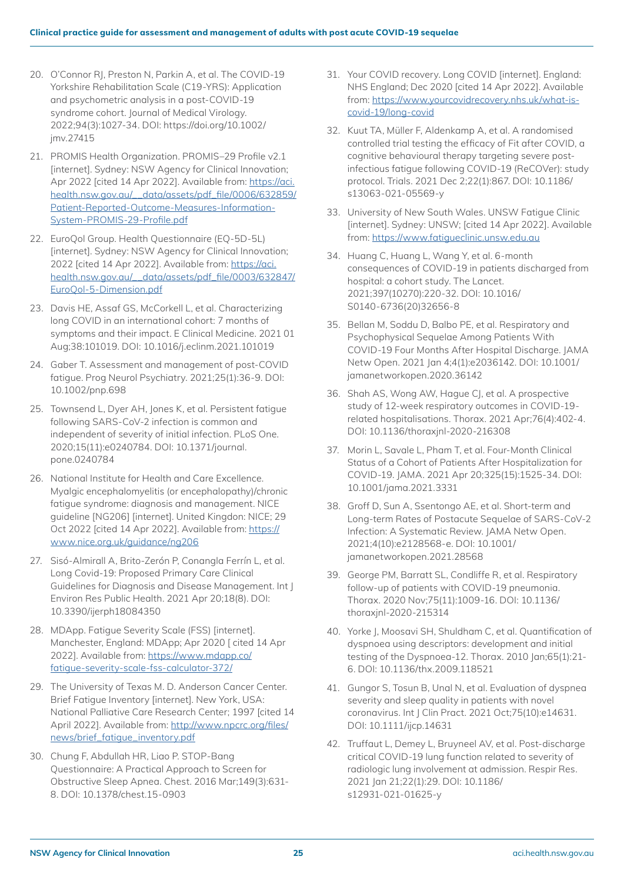20. O'Connor RJ, Preston N, Parkin A, et al. The COVID-19 Yorkshire Rehabilitation Scale (C19-YRS): Application and psychometric analysis in a post-COVID-19 syndrome cohort. Journal of Medical Virology. 2022;94(3):1027-34. DOI: https://doi.org/10.1002/jmv.27415

21. PROMIS Health Organization. PROMIS–29 Profile v2.1 [internet]. Sydney: NSW Agency for Clinical Innovation; Apr 2022 [cited 14 Apr 2022]. Available from: https://aci.health.nsw.gov.au/__data/assets/pdf_file/0006/632859/Patient-Reported-Outcome-Measures-Information-System-PROMIS-29-Profile.pdf

22. EuroQol Group. Health Questionnaire (EQ-5D-5L) [internet]. Sydney: NSW Agency for Clinical Innovation; 2022 [cited 14 Apr 2022]. Available from: https://aci.health.nsw.gov.au/__data/assets/pdf_file/0003/632847/EuroQol-5-Dimension.pdf

23. Davis HE, Assaf GS, McCorkell L, et al. Characterizing long COVID in an international cohort: 7 months of symptoms and their impact. E Clinical Medicine. 2021 01 Aug;38:101019. DOI: 10.1016/j.eclinm.2021.101019

24. Gaber T. Assessment and management of post-COVID fatigue. Prog Neurol Psychiatry. 2021;25(1):36-9. DOI: 10.1002/pnp.698

25. Townsend L, Dyer AH, Jones K, et al. Persistent fatigue following SARS-CoV-2 infection is common and independent of severity of initial infection. PLoS One. 2020;15(11):e0240784. DOI: 10.1371/journal.pone.0240784

26. National Institute for Health and Care Excellence. Myalgic encephalomyelitis (or encephalopathy)/chronic fatigue syndrome: diagnosis and management. NICE guideline [NG206] [internet]. United Kingdon: NICE; 29 Oct 2022 [cited 14 Apr 2022]. Available from: https://www.nice.org.uk/guidance/ng206

27. Sisó-Almirall A, Brito-Zerón P, Conangla Ferrín L, et al. Long Covid-19: Proposed Primary Care Clinical Guidelines for Diagnosis and Disease Management. Int J Environ Res Public Health. 2021 Apr 20;18(8). DOI: 10.3390/ijerph18084350

28. MDApp. Fatigue Severity Scale (FSS) [internet]. Manchester, England: MDApp; Apr 2020 [ cited 14 Apr 2022]. Available from: https://www.mdapp.co/fatigue-severity-scale-fss-calculator-372/

29. The University of Texas M. D. Anderson Cancer Center. Brief Fatigue Inventory [internet]. New York, USA: National Palliative Care Research Center; 1997 [cited 14 April 2022]. Available from: http://www.npcrc.org/files/news/brief_fatigue_inventory.pdf

30. Chung F, Abdullah HR, Liao P. STOP-Bang Questionnaire: A Practical Approach to Screen for Obstructive Sleep Apnea. Chest. 2016 Mar;149(3):631-8. DOI: 10.1378/chest.15-0903

31. Your COVID recovery. Long COVID [internet]. England: NHS England; Dec 2020 [cited 14 Apr 2022]. Available from: https://www.yourcovidrecovery.nhs.uk/what-is-covid-19/long-covid

32. Kuut TA, Müller F, Aldenkamp A, et al. A randomised controlled trial testing the efficacy of Fit after COVID, a cognitive behavioural therapy targeting severe post-infectious fatigue following COVID-19 (ReCOVer): study protocol. Trials. 2021 Dec 2;22(1):867. DOI: 10.1186/s13063-021-05569-y

33. University of New South Wales. UNSW Fatigue Clinic [internet]. Sydney: UNSW; [cited 14 Apr 2022]. Available from: https://www.fatigueclinic.unsw.edu.au

34. Huang C, Huang L, Wang Y, et al. 6-month consequences of COVID-19 in patients discharged from hospital: a cohort study. The Lancet. 2021;397(10270):220-32. DOI: 10.1016/S0140-6736(20)32656-8

35. Bellan M, Soddu D, Balbo PE, et al. Respiratory and Psychophysical Sequelae Among Patients With COVID-19 Four Months After Hospital Discharge. JAMA Netw Open. 2021 Jan 4;4(1):e2036142. DOI: 10.1001/jamanetworkopen.2020.36142

36. Shah AS, Wong AW, Hague CJ, et al. A prospective study of 12-week respiratory outcomes in COVID-19-related hospitalisations. Thorax. 2021 Apr;76(4):402-4. DOI: 10.1136/thoraxjnl-2020-216308

37. Morin L, Savale L, Pham T, et al. Four-Month Clinical Status of a Cohort of Patients After Hospitalization for COVID-19. JAMA. 2021 Apr 20;325(15):1525-34. DOI: 10.1001/jama.2021.3331

38. Groff D, Sun A, Ssentongo AE, et al. Short-term and Long-term Rates of Postacute Sequelae of SARS-CoV-2 Infection: A Systematic Review. JAMA Netw Open. 2021;4(10):e2128568-e. DOI: 10.1001/jamanetworkopen.2021.28568

39. George PM, Barratt SL, Condliffe R, et al. Respiratory follow-up of patients with COVID-19 pneumonia. Thorax. 2020 Nov;75(11):1009-16. DOI: 10.1136/thoraxjnl-2020-215314

40. Yorke J, Moosavi SH, Shuldham C, et al. Quantification of dyspnoea using descriptors: development and initial testing of the Dyspnoea-12. Thorax. 2010 Jan;65(1):21-6. DOI: 10.1136/thx.2009.118521

41. Gungor S, Tosun B, Unal N, et al. Evaluation of dyspnea severity and sleep quality in patients with novel coronavirus. Int J Clin Pract. 2021 Oct;75(10):e14631. DOI: 10.1111/ijcp.14631

42. Truffaut L, Demey L, Bruyneel AV, et al. Post-discharge critical COVID-19 lung function related to severity of radiologic lung involvement at admission. Respir Res. 2021 Jan 21;22(1):29. DOI: 10.1186/s12931-021-01625-y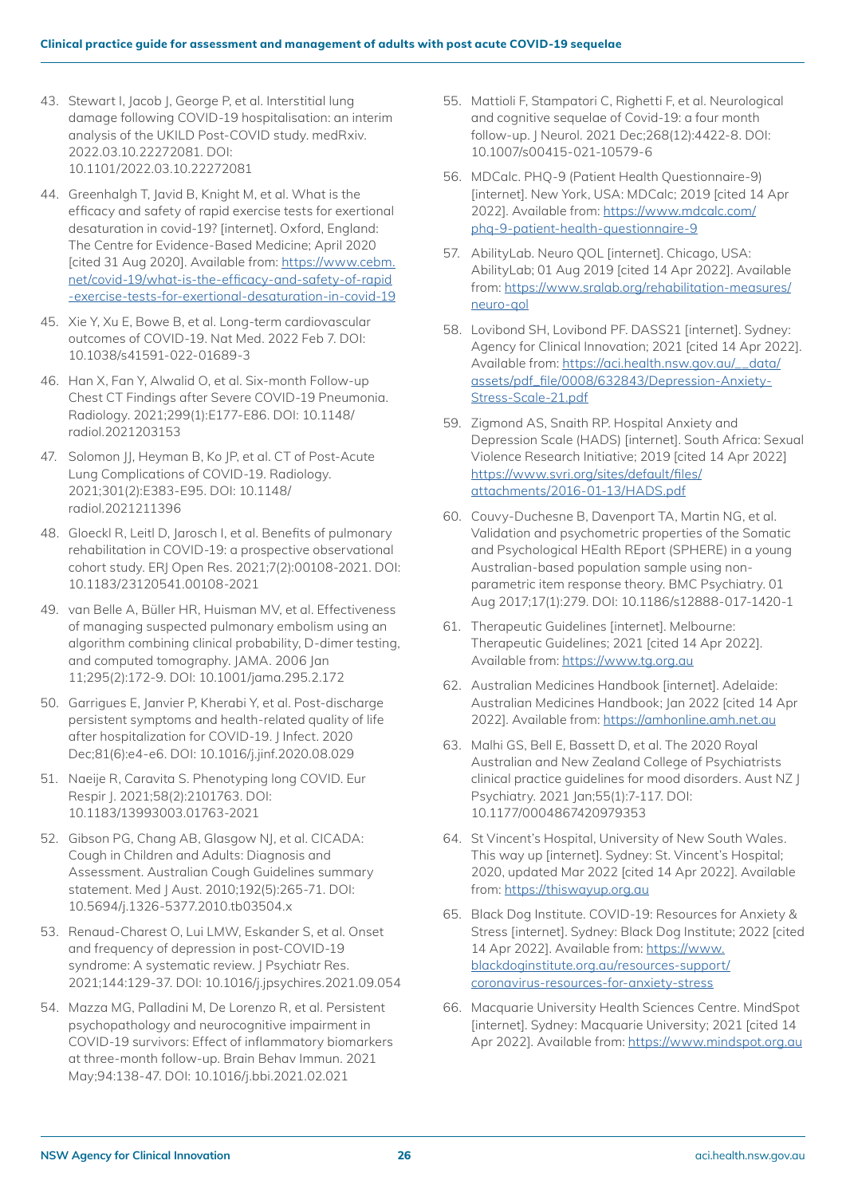43. Stewart I, Jacob J, George P, et al. Interstitial lung damage following COVID-19 hospitalisation: an interim analysis of the UKILD Post-COVID study. medRxiv. 2022.03.10.22272081. DOI: 10.1101/2022.03.10.22272081

44. Greenhalgh T, Javid B, Knight M, et al. What is the efficacy and safety of rapid exercise tests for exertional desaturation in covid-19? [internet]. Oxford, England: The Centre for Evidence-Based Medicine; April 2020 [cited 31 Aug 2020]. Available from: https://www.cebm.net/covid-19/what-is-the-efficacy-and-safety-of-rapid-exercise-tests-for-exertional-desaturation-in-covid-19

45. Xie Y, Xu E, Bowe B, et al. Long-term cardiovascular outcomes of COVID-19. Nat Med. 2022 Feb 7. DOI: 10.1038/s41591-022-01689-3

46. Han X, Fan Y, Alwalid O, et al. Six-month Follow-up Chest CT Findings after Severe COVID-19 Pneumonia. Radiology. 2021;299(1):E177-E86. DOI: 10.1148/radiol.2021203153

47. Solomon JJ, Heyman B, Ko JP, et al. CT of Post-Acute Lung Complications of COVID-19. Radiology. 2021;301(2):E383-E95. DOI: 10.1148/radiol.2021211396

48. Gloeckl R, Leitl D, Jarosch I, et al. Benefits of pulmonary rehabilitation in COVID-19: a prospective observational cohort study. ERJ Open Res. 2021;7(2):00108-2021. DOI: 10.1183/23120541.00108-2021

49. van Belle A, Büller HR, Huisman MV, et al. Effectiveness of managing suspected pulmonary embolism using an algorithm combining clinical probability, D-dimer testing, and computed tomography. JAMA. 2006 Jan 11;295(2):172-9. DOI: 10.1001/jama.295.2.172

50. Garrigues E, Janvier P, Kherabi Y, et al. Post-discharge persistent symptoms and health-related quality of life after hospitalization for COVID-19. J Infect. 2020 Dec;81(6):e4-e6. DOI: 10.1016/j.jinf.2020.08.029

51. Naeije R, Caravita S. Phenotyping long COVID. Eur Respir J. 2021;58(2):2101763. DOI: 10.1183/13993003.01763-2021

52. Gibson PG, Chang AB, Glasgow NJ, et al. CICADA: Cough in Children and Adults: Diagnosis and Assessment. Australian Cough Guidelines summary statement. Med J Aust. 2010;192(5):265-71. DOI: 10.5694/j.1326-5377.2010.tb03504.x

53. Renaud-Charest O, Lui LMW, Eskander S, et al. Onset and frequency of depression in post-COVID-19 syndrome: A systematic review. J Psychiatr Res. 2021;144:129-37. DOI: 10.1016/j.jpsychires.2021.09.054

54. Mazza MG, Palladini M, De Lorenzo R, et al. Persistent psychopathology and neurocognitive impairment in COVID-19 survivors: Effect of inflammatory biomarkers at three-month follow-up. Brain Behav Immun. 2021 May;94:138-47. DOI: 10.1016/j.bbi.2021.02.021

55. Mattioli F, Stampatori C, Righetti F, et al. Neurological and cognitive sequelae of Covid-19: a four month follow-up. J Neurol. 2021 Dec;268(12):4422-8. DOI: 10.1007/s00415-021-10579-6

56. MDCalc. PHQ-9 (Patient Health Questionnaire-9) [internet]. New York, USA: MDCalc; 2019 [cited 14 Apr 2022]. Available from: https://www.mdcalc.com/phq-9-patient-health-questionnaire-9

57. AbilityLab. Neuro QOL [internet]. Chicago, USA: AbilityLab; 01 Aug 2019 [cited 14 Apr 2022]. Available from: https://www.sralab.org/rehabilitation-measures/neuro-qol

58. Lovibond SH, Lovibond PF. DASS21 [internet]. Sydney: Agency for Clinical Innovation; 2021 [cited 14 Apr 2022]. Available from: https://aci.health.nsw.gov.au/__data/assets/pdf_file/0008/632843/Depression-Anxiety-Stress-Scale-21.pdf

59. Zigmond AS, Snaith RP. Hospital Anxiety and Depression Scale (HADS) [internet]. South Africa: Sexual Violence Research Initiative; 2019 [cited 14 Apr 2022] https://www.svri.org/sites/default/files/attachments/2016-01-13/HADS.pdf

60. Couvy-Duchesne B, Davenport TA, Martin NG, et al. Validation and psychometric properties of the Somatic and Psychological HEalth REport (SPHERE) in a young Australian-based population sample using non-parametric item response theory. BMC Psychiatry. 01 Aug 2017;17(1):279. DOI: 10.1186/s12888-017-1420-1

61. Therapeutic Guidelines [internet]. Melbourne: Therapeutic Guidelines; 2021 [cited 14 Apr 2022]. Available from: https://www.tg.org.au

62. Australian Medicines Handbook [internet]. Adelaide: Australian Medicines Handbook; Jan 2022 [cited 14 Apr 2022]. Available from: https://amhonline.amh.net.au

63. Malhi GS, Bell E, Bassett D, et al. The 2020 Royal Australian and New Zealand College of Psychiatrists clinical practice guidelines for mood disorders. Aust NZ J Psychiatry. 2021 Jan;55(1):7-117. DOI: 10.1177/0004867420979353

64. St Vincent's Hospital, University of New South Wales. This way up [internet]. Sydney: St. Vincent's Hospital; 2020, updated Mar 2022 [cited 14 Apr 2022]. Available from: https://thiswayup.org.au

65. Black Dog Institute. COVID-19: Resources for Anxiety & Stress [internet]. Sydney: Black Dog Institute; 2022 [cited 14 Apr 2022]. Available from: https://www.blackdoginstitute.org.au/resources-support/coronavirus-resources-for-anxiety-stress

66. Macquarie University Health Sciences Centre. MindSpot [internet]. Sydney: Macquarie University; 2021 [cited 14 Apr 2022]. Available from: https://www.mindspot.org.au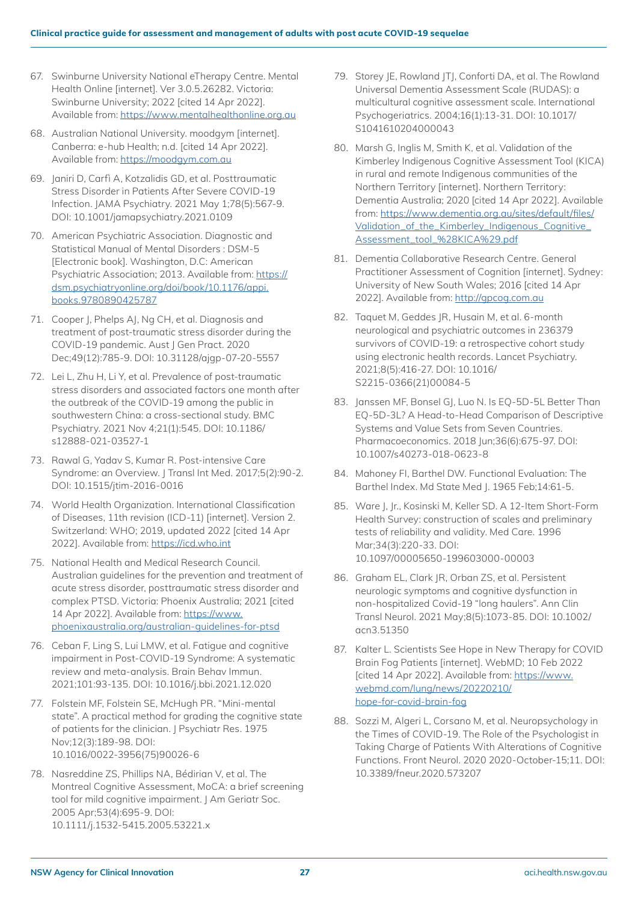67. Swinburne University National eTherapy Centre. Mental Health Online [internet]. Ver 3.0.5.26282. Victoria: Swinburne University; 2022 [cited 14 Apr 2022]. Available from: https://www.mentalhealthonline.org.au
68. Australian National University. moodgym [internet]. Canberra: e-hub Health; n.d. [cited 14 Apr 2022]. Available from: https://moodgym.com.au
69. Janiri D, Carfì A, Kotzalidis GD, et al. Posttraumatic Stress Disorder in Patients After Severe COVID-19 Infection. JAMA Psychiatry. 2021 May 1;78(5):567-9. DOI: 10.1001/jamapsychiatry.2021.0109
70. American Psychiatric Association. Diagnostic and Statistical Manual of Mental Disorders : DSM-5 [Electronic book]. Washington, D.C: American Psychiatric Association; 2013. Available from: https://dsm.psychiatryonline.org/doi/book/10.1176/appi.books.9780890425787
71. Cooper J, Phelps AJ, Ng CH, et al. Diagnosis and treatment of post-traumatic stress disorder during the COVID-19 pandemic. Aust J Gen Pract. 2020 Dec;49(12):785-9. DOI: 10.31128/ajgp-07-20-5557
72. Lei L, Zhu H, Li Y, et al. Prevalence of post-traumatic stress disorders and associated factors one month after the outbreak of the COVID-19 among the public in southwestern China: a cross-sectional study. BMC Psychiatry. 2021 Nov 4;21(1):545. DOI: 10.1186/s12888-021-03527-1
73. Rawal G, Yadav S, Kumar R. Post-intensive Care Syndrome: an Overview. J Transl Int Med. 2017;5(2):90-2. DOI: 10.1515/jtim-2016-0016
74. World Health Organization. International Classification of Diseases, 11th revision (ICD-11) [internet]. Version 2. Switzerland: WHO; 2019, updated 2022 [cited 14 Apr 2022]. Available from: https://icd.who.int
75. National Health and Medical Research Council. Australian guidelines for the prevention and treatment of acute stress disorder, posttraumatic stress disorder and complex PTSD. Victoria: Phoenix Australia; 2021 [cited 14 Apr 2022]. Available from: https://www.phoenixaustralia.org/australian-guidelines-for-ptsd
76. Ceban F, Ling S, Lui LMW, et al. Fatigue and cognitive impairment in Post-COVID-19 Syndrome: A systematic review and meta-analysis. Brain Behav Immun. 2021;101:93-135. DOI: 10.1016/j.bbi.2021.12.020
77. Folstein MF, Folstein SE, McHugh PR. "Mini-mental state". A practical method for grading the cognitive state of patients for the clinician. J Psychiatr Res. 1975 Nov;12(3):189-98. DOI: 10.1016/0022-3956(75)90026-6
78. Nasreddine ZS, Phillips NA, Bédirian V, et al. The Montreal Cognitive Assessment, MoCA: a brief screening tool for mild cognitive impairment. J Am Geriatr Soc. 2005 Apr;53(4):695-9. DOI: 10.1111/j.1532-5415.2005.53221.x
79. Storey JE, Rowland JTJ, Conforti DA, et al. The Rowland Universal Dementia Assessment Scale (RUDAS): a multicultural cognitive assessment scale. International Psychogeriatrics. 2004;16(1):13-31. DOI: 10.1017/S1041610204000043
80. Marsh G, Inglis M, Smith K, et al. Validation of the Kimberley Indigenous Cognitive Assessment Tool (KICA) in rural and remote Indigenous communities of the Northern Territory [internet]. Northern Territory: Dementia Australia; 2020 [cited 14 Apr 2022]. Available from: https://www.dementia.org.au/sites/default/files/Validation_of_the_Kimberley_Indigenous_Cognitive_Assessment_tool_%28KICA%29.pdf
81. Dementia Collaborative Research Centre. General Practitioner Assessment of Cognition [internet]. Sydney: University of New South Wales; 2016 [cited 14 Apr 2022]. Available from: http://gpcog.com.au
82. Taquet M, Geddes JR, Husain M, et al. 6-month neurological and psychiatric outcomes in 236379 survivors of COVID-19: a retrospective cohort study using electronic health records. Lancet Psychiatry. 2021;8(5):416-27. DOI: 10.1016/S2215-0366(21)00084-5
83. Janssen MF, Bonsel GJ, Luo N. Is EQ-5D-5L Better Than EQ-5D-3L? A Head-to-Head Comparison of Descriptive Systems and Value Sets from Seven Countries. Pharmacoeconomics. 2018 Jun;36(6):675-97. DOI: 10.1007/s40273-018-0623-8
84. Mahoney FI, Barthel DW. Functional Evaluation: The Barthel Index. Md State Med J. 1965 Feb;14:61-5.
85. Ware J, Jr., Kosinski M, Keller SD. A 12-Item Short-Form Health Survey: construction of scales and preliminary tests of reliability and validity. Med Care. 1996 Mar;34(3):220-33. DOI: 10.1097/00005650-199603000-00003
86. Graham EL, Clark JR, Orban ZS, et al. Persistent neurologic symptoms and cognitive dysfunction in non-hospitalized Covid-19 "long haulers". Ann Clin Transl Neurol. 2021 May;8(5):1073-85. DOI: 10.1002/acn3.51350
87. Kalter L. Scientists See Hope in New Therapy for COVID Brain Fog Patients [internet]. WebMD; 10 Feb 2022 [cited 14 Apr 2022]. Available from: https://www.webmd.com/lung/news/20220210/hope-for-covid-brain-fog
88. Sozzi M, Algeri L, Corsano M, et al. Neuropsychology in the Times of COVID-19. The Role of the Psychologist in Taking Charge of Patients With Alterations of Cognitive Functions. Front Neurol. 2020 2020-October-15;11. DOI: 10.3389/fneur.2020.573207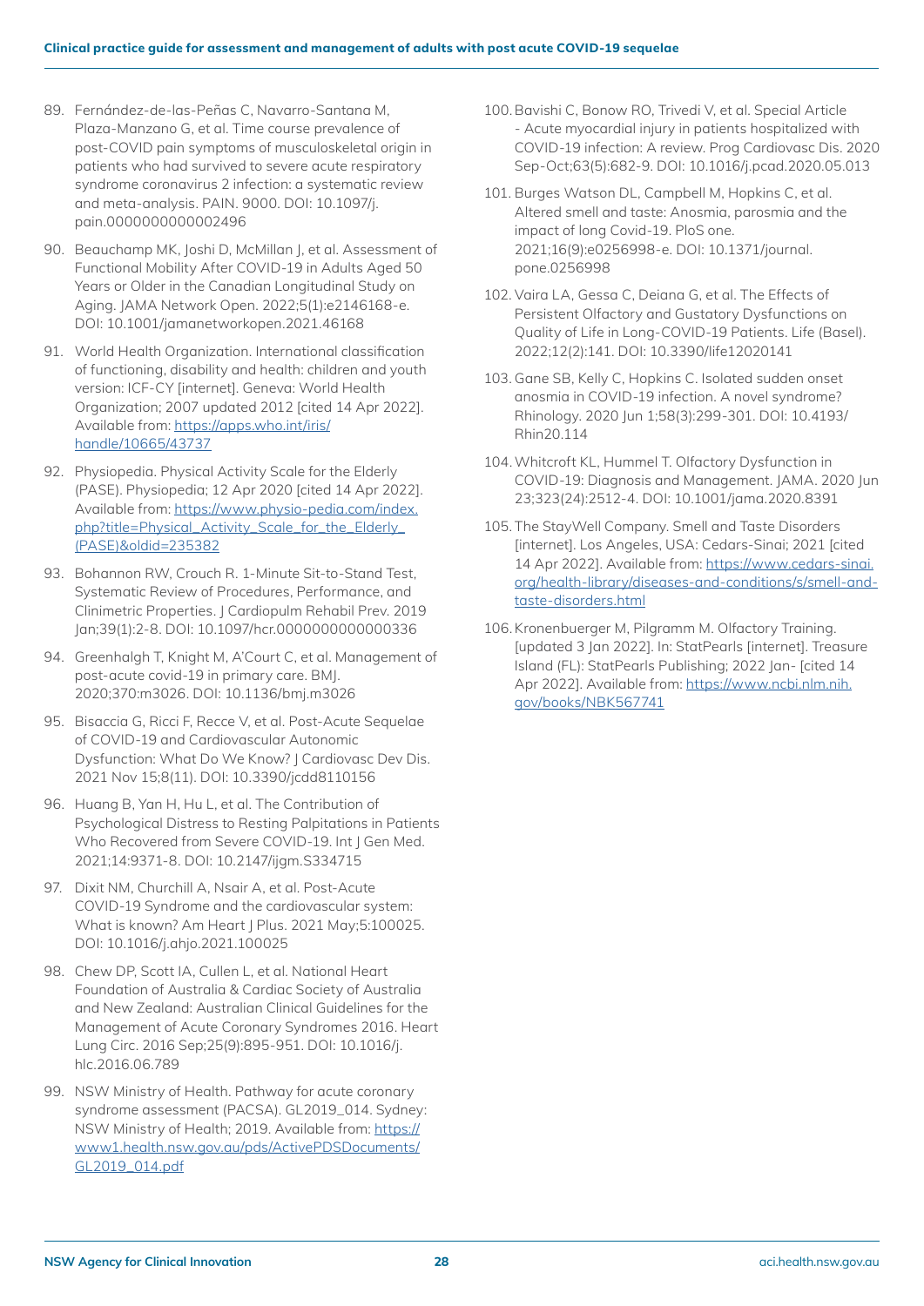89. Fernández-de-las-Peñas C, Navarro-Santana M, Plaza-Manzano G, et al. Time course prevalence of post-COVID pain symptoms of musculoskeletal origin in patients who had survived to severe acute respiratory syndrome coronavirus 2 infection: a systematic review and meta-analysis. PAIN. 9000. DOI: 10.1097/j.pain.0000000000002496

90. Beauchamp MK, Joshi D, McMillan J, et al. Assessment of Functional Mobility After COVID-19 in Adults Aged 50 Years or Older in the Canadian Longitudinal Study on Aging. JAMA Network Open. 2022;5(1):e2146168-e. DOI: 10.1001/jamanetworkopen.2021.46168

91. World Health Organization. International classification of functioning, disability and health: children and youth version: ICF-CY [internet]. Geneva: World Health Organization; 2007 updated 2012 [cited 14 Apr 2022]. Available from: https://apps.who.int/iris/handle/10665/43737

92. Physiopedia. Physical Activity Scale for the Elderly (PASE). Physiopedia; 12 Apr 2020 [cited 14 Apr 2022]. Available from: https://www.physio-pedia.com/index.php?title=Physical_Activity_Scale_for_the_Elderly_(PASE)&oldid=235382

93. Bohannon RW, Crouch R. 1-Minute Sit-to-Stand Test, Systematic Review of Procedures, Performance, and Clinimetric Properties. J Cardiopulm Rehabil Prev. 2019 Jan;39(1):2-8. DOI: 10.1097/hcr.0000000000000336

94. Greenhalgh T, Knight M, A'Court C, et al. Management of post-acute covid-19 in primary care. BMJ. 2020;370:m3026. DOI: 10.1136/bmj.m3026

95. Bisaccia G, Ricci F, Recce V, et al. Post-Acute Sequelae of COVID-19 and Cardiovascular Autonomic Dysfunction: What Do We Know? J Cardiovasc Dev Dis. 2021 Nov 15;8(11). DOI: 10.3390/jcdd8110156

96. Huang B, Yan H, Hu L, et al. The Contribution of Psychological Distress to Resting Palpitations in Patients Who Recovered from Severe COVID-19. Int J Gen Med. 2021;14:9371-8. DOI: 10.2147/ijgm.S334715

97. Dixit NM, Churchill A, Nsair A, et al. Post-Acute COVID-19 Syndrome and the cardiovascular system: What is known? Am Heart J Plus. 2021 May;5:100025. DOI: 10.1016/j.ahjo.2021.100025

98. Chew DP, Scott IA, Cullen L, et al. National Heart Foundation of Australia & Cardiac Society of Australia and New Zealand: Australian Clinical Guidelines for the Management of Acute Coronary Syndromes 2016. Heart Lung Circ. 2016 Sep;25(9):895-951. DOI: 10.1016/j.hlc.2016.06.789

99. NSW Ministry of Health. Pathway for acute coronary syndrome assessment (PACSA). GL2019_014. Sydney: NSW Ministry of Health; 2019. Available from: https://www1.health.nsw.gov.au/pds/ActivePDSDocuments/GL2019_014.pdf

100. Bavishi C, Bonow RO, Trivedi V, et al. Special Article - Acute myocardial injury in patients hospitalized with COVID-19 infection: A review. Prog Cardiovasc Dis. 2020 Sep-Oct;63(5):682-9. DOI: 10.1016/j.pcad.2020.05.013

101. Burges Watson DL, Campbell M, Hopkins C, et al. Altered smell and taste: Anosmia, parosmia and the impact of long Covid-19. PloS one. 2021;16(9):e0256998-e. DOI: 10.1371/journal.pone.0256998

102. Vaira LA, Gessa C, Deiana G, et al. The Effects of Persistent Olfactory and Gustatory Dysfunctions on Quality of Life in Long-COVID-19 Patients. Life (Basel). 2022;12(2):141. DOI: 10.3390/life12020141

103. Gane SB, Kelly C, Hopkins C. Isolated sudden onset anosmia in COVID-19 infection. A novel syndrome? Rhinology. 2020 Jun 1;58(3):299-301. DOI: 10.4193/Rhin20.114

104. Whitcroft KL, Hummel T. Olfactory Dysfunction in COVID-19: Diagnosis and Management. JAMA. 2020 Jun 23;323(24):2512-4. DOI: 10.1001/jama.2020.8391

105. The StayWell Company. Smell and Taste Disorders [internet]. Los Angeles, USA: Cedars-Sinai; 2021 [cited 14 Apr 2022]. Available from: https://www.cedars-sinai.org/health-library/diseases-and-conditions/s/smell-and-taste-disorders.html

106. Kronenbuerger M, Pilgramm M. Olfactory Training. [updated 3 Jan 2022]. In: StatPearls [internet]. Treasure Island (FL): StatPearls Publishing; 2022 Jan- [cited 14 Apr 2022]. Available from: https://www.ncbi.nlm.nih.gov/books/NBK567741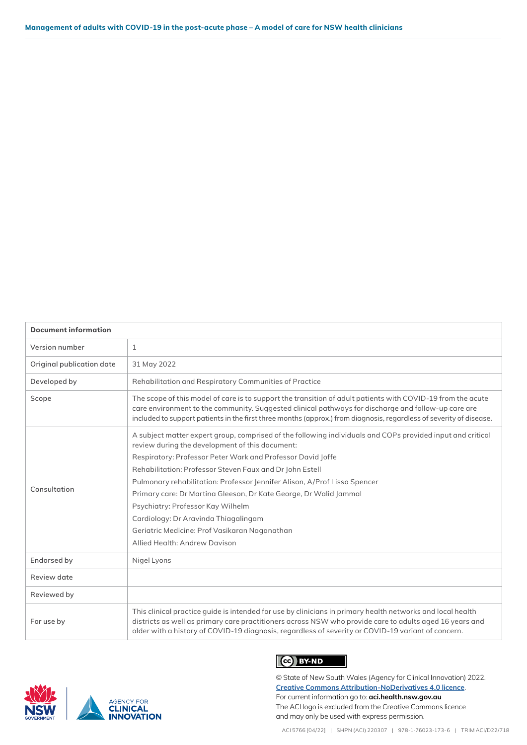| Document information | |
|---|---|
| Version number | 1 |
| Original publication date | 31 May 2022 |
| Developed by | Rehabilitation and Respiratory Communities of Practice |
| Scope | The scope of this model of care is to support the transition of adult patients with COVID-19 from the acute care environment to the community. Suggested clinical pathways for discharge and follow-up care are included to support patients in the first three months (approx.) from diagnosis, regardless of severity of disease. |
| Consultation | A subject matter expert group, comprised of the following individuals and COPs provided input and critical review during the development of this document:<br>Respiratory: Professor Peter Wark and Professor David Joffe<br>Rehabilitation: Professor Steven Faux and Dr John Estell<br>Pulmonary rehabilitation: Professor Jennifer Alison, A/Prof Lissa Spencer<br>Primary care: Dr Martina Gleeson, Dr Kate George, Dr Walid Jammal<br>Psychiatry: Professor Kay Wilhelm<br>Cardiology: Dr Aravinda Thiagalingam<br>Geriatric Medicine: Prof Vasikaran Naganathan<br>Allied Health: Andrew Davison |
| Endorsed by | Nigel Lyons |
| Review date | |
| Reviewed by | |
| For use by | This clinical practice guide is intended for use by clinicians in primary health networks and local health districts as well as primary care practitioners across NSW who provide care to adults aged 16 years and older with a history of COVID-19 diagnosis, regardless of severity or COVID-19 variant of concern. |

BY-ND

© State of New South Wales (Agency for Clinical Innovation) 2022. **Creative Commons Attribution-NoDerivatives 4.0 licence**.

For current information go to: **aci.health.nsw.gov.au**

The ACI logo is excluded from the Creative Commons licence and may only be used with express permission.

ACI 5766 [04/22] | SHPN (ACI) 220307 | 978-1-76023-173-6 | TRIM ACI/D22/718